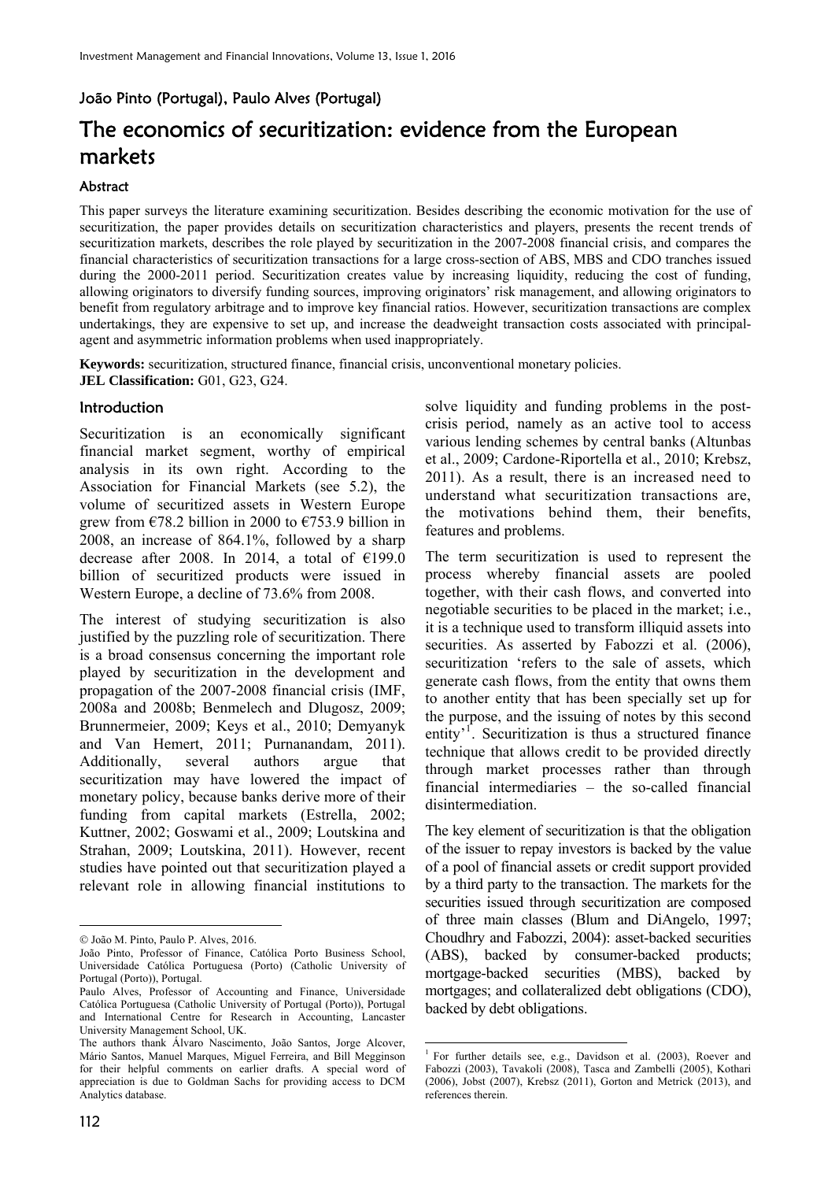João Pinto (Portugal), Paulo Alves (Portugal)

# The economics of securitization: evidence from the European markets

### Abstract

This paper surveys the literature examining securitization. Besides describing the economic motivation for the use of securitization, the paper provides details on securitization characteristics and players, presents the recent trends of securitization markets, describes the role played by securitization in the 2007-2008 financial crisis, and compares the financial characteristics of securitization transactions for a large cross-section of ABS, MBS and CDO tranches issued during the 2000-2011 period. Securitization creates value by increasing liquidity, reducing the cost of funding, allowing originators to diversify funding sources, improving originators' risk management, and allowing originators to benefit from regulatory arbitrage and to improve key financial ratios. However, securitization transactions are complex undertakings, they are expensive to set up, and increase the deadweight transaction costs associated with principal-agent and asymmetric information problems when used inappropriately.

**Keywords:** securitization, structured finance, financial crisis, unconventional monetary policies.
**JEL Classification:** G01, G23, G24.

## Introduction

Securitization is an economically significant financial market segment, worthy of empirical analysis in its own right. According to the Association for Financial Markets (see 5.2), the volume of securitized assets in Western Europe grew from €78.2 billion in 2000 to €753.9 billion in 2008, an increase of 864.1%, followed by a sharp decrease after 2008. In 2014, a total of €199.0 billion of securitized products were issued in Western Europe, a decline of 73.6% from 2008.

The interest of studying securitization is also justified by the puzzling role of securitization. There is a broad consensus concerning the important role played by securitization in the development and propagation of the 2007-2008 financial crisis (IMF, 2008a and 2008b; Benmelech and Dlugosz, 2009; Brunnermeier, 2009; Keys et al., 2010; Demyanyk and Van Hemert, 2011; Purnanandam, 2011). Additionally, several authors argue that securitization may have lowered the impact of monetary policy, because banks derive more of their funding from capital markets (Estrella, 2002; Kuttner, 2002; Goswami et al., 2009; Loutskina and Strahan, 2009; Loutskina, 2011). However, recent studies have pointed out that securitization played a relevant role in allowing financial institutions to solve liquidity and funding problems in the post-crisis period, namely as an active tool to access various lending schemes by central banks (Altunbas et al., 2009; Cardone-Riportella et al., 2010; Krebsz, 2011). As a result, there is an increased need to understand what securitization transactions are, the motivations behind them, their benefits, features and problems.

The term securitization is used to represent the process whereby financial assets are pooled together, with their cash flows, and converted into negotiable securities to be placed in the market; i.e., it is a technique used to transform illiquid assets into securities. As asserted by Fabozzi et al. (2006), securitization 'refers to the sale of assets, which generate cash flows, from the entity that owns them to another entity that has been specially set up for the purpose, and the issuing of notes by this second entity'[1]. Securitization is thus a structured finance technique that allows credit to be provided directly through market processes rather than through financial intermediaries – the so-called financial disintermediation.

The key element of securitization is that the obligation of the issuer to repay investors is backed by the value of a pool of financial assets or credit support provided by a third party to the transaction. The markets for the securities issued through securitization are composed of three main classes (Blum and DiAngelo, 1997; Choudhry and Fabozzi, 2004): asset-backed securities (ABS), backed by consumer-backed products; mortgage-backed securities (MBS), backed by mortgages; and collateralized debt obligations (CDO), backed by debt obligations.

---

© João M. Pinto, Paulo P. Alves, 2016.

João Pinto, Professor of Finance, Católica Porto Business School, Universidade Católica Portuguesa (Porto) (Catholic University of Portugal (Porto)), Portugal.

Paulo Alves, Professor of Accounting and Finance, Universidade Católica Portuguesa (Catholic University of Portugal (Porto)), Portugal and International Centre for Research in Accounting, Lancaster University Management School, UK.

The authors thank Álvaro Nascimento, João Santos, Jorge Alcover, Mário Santos, Manuel Marques, Miguel Ferreira, and Bill Megginson for their helpful comments on earlier drafts. A special word of appreciation is due to Goldman Sachs for providing access to DCM Analytics database.

[1] For further details see, e.g., Davidson et al. (2003), Roever and Fabozzi (2003), Tavakoli (2008), Tasca and Zambelli (2005), Kothari (2006), Jobst (2007), Krebsz (2011), Gorton and Metrick (2013), and references therein.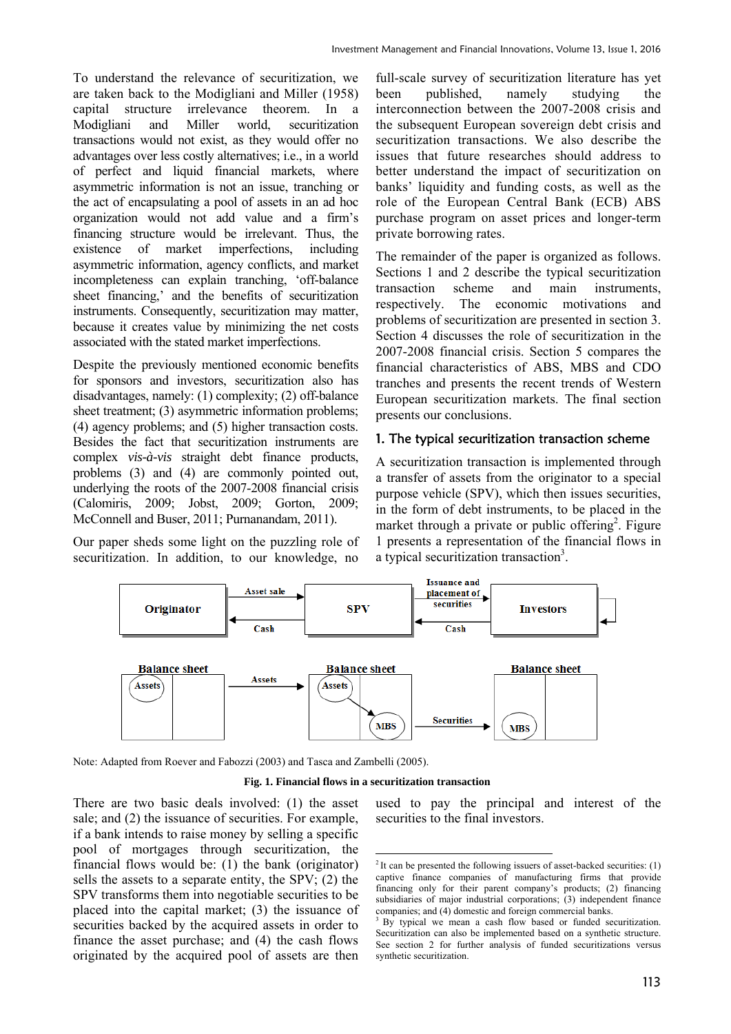To understand the relevance of securitization, we are taken back to the Modigliani and Miller (1958) capital structure irrelevance theorem. In a Modigliani and Miller world, securitization transactions would not exist, as they would offer no advantages over less costly alternatives; i.e., in a world of perfect and liquid financial markets, where asymmetric information is not an issue, tranching or the act of encapsulating a pool of assets in an ad hoc organization would not add value and a firm's financing structure would be irrelevant. Thus, the existence of market imperfections, including asymmetric information, agency conflicts, and market incompleteness can explain tranching, 'off-balance sheet financing,' and the benefits of securitization instruments. Consequently, securitization may matter, because it creates value by minimizing the net costs associated with the stated market imperfections.

Despite the previously mentioned economic benefits for sponsors and investors, securitization also has disadvantages, namely: (1) complexity; (2) off-balance sheet treatment; (3) asymmetric information problems; (4) agency problems; and (5) higher transaction costs. Besides the fact that securitization instruments are complex *vis-à-vis* straight debt finance products, problems (3) and (4) are commonly pointed out, underlying the roots of the 2007-2008 financial crisis (Calomiris, 2009; Jobst, 2009; Gorton, 2009; McConnell and Buser, 2011; Purnanandam, 2011).

Our paper sheds some light on the puzzling role of securitization. In addition, to our knowledge, no full-scale survey of securitization literature has yet been published, namely studying the interconnection between the 2007-2008 crisis and the subsequent European sovereign debt crisis and securitization transactions. We also describe the issues that future researches should address to better understand the impact of securitization on banks' liquidity and funding costs, as well as the role of the European Central Bank (ECB) ABS purchase program on asset prices and longer-term private borrowing rates.

The remainder of the paper is organized as follows. Sections 1 and 2 describe the typical securitization transaction scheme and main instruments, respectively. The economic motivations and problems of securitization are presented in section 3. Section 4 discusses the role of securitization in the 2007-2008 financial crisis. Section 5 compares the financial characteristics of ABS, MBS and CDO tranches and presents the recent trends of Western European securitization markets. The final section presents our conclusions.

## 1. The typical securitization transaction scheme

A securitization transaction is implemented through a transfer of assets from the originator to a special purpose vehicle (SPV), which then issues securities, in the form of debt instruments, to be placed in the market through a private or public offering[2]. Figure 1 presents a representation of the financial flows in a typical securitization transaction[3].

Note: Adapted from Roever and Fabozzi (2003) and Tasca and Zambelli (2005).

**Fig. 1. Financial flows in a securitization transaction**

There are two basic deals involved: (1) the asset sale; and (2) the issuance of securities. For example, if a bank intends to raise money by selling a specific pool of mortgages through securitization, the financial flows would be: (1) the bank (originator) sells the assets to a separate entity, the SPV; (2) the SPV transforms them into negotiable securities to be placed into the capital market; (3) the issuance of securities backed by the acquired assets in order to finance the asset purchase; and (4) the cash flows originated by the acquired pool of assets are then used to pay the principal and interest of the securities to the final investors.

---

[2] It can be presented the following issuers of asset-backed securities: (1) captive finance companies of manufacturing firms that provide financing only for their parent company's products; (2) financing subsidiaries of major industrial corporations; (3) independent finance companies; and (4) domestic and foreign commercial banks.

[3] By typical we mean a cash flow based or funded securitization. Securitization can also be implemented based on a synthetic structure. See section 2 for further analysis of funded securitizations versus synthetic securitization.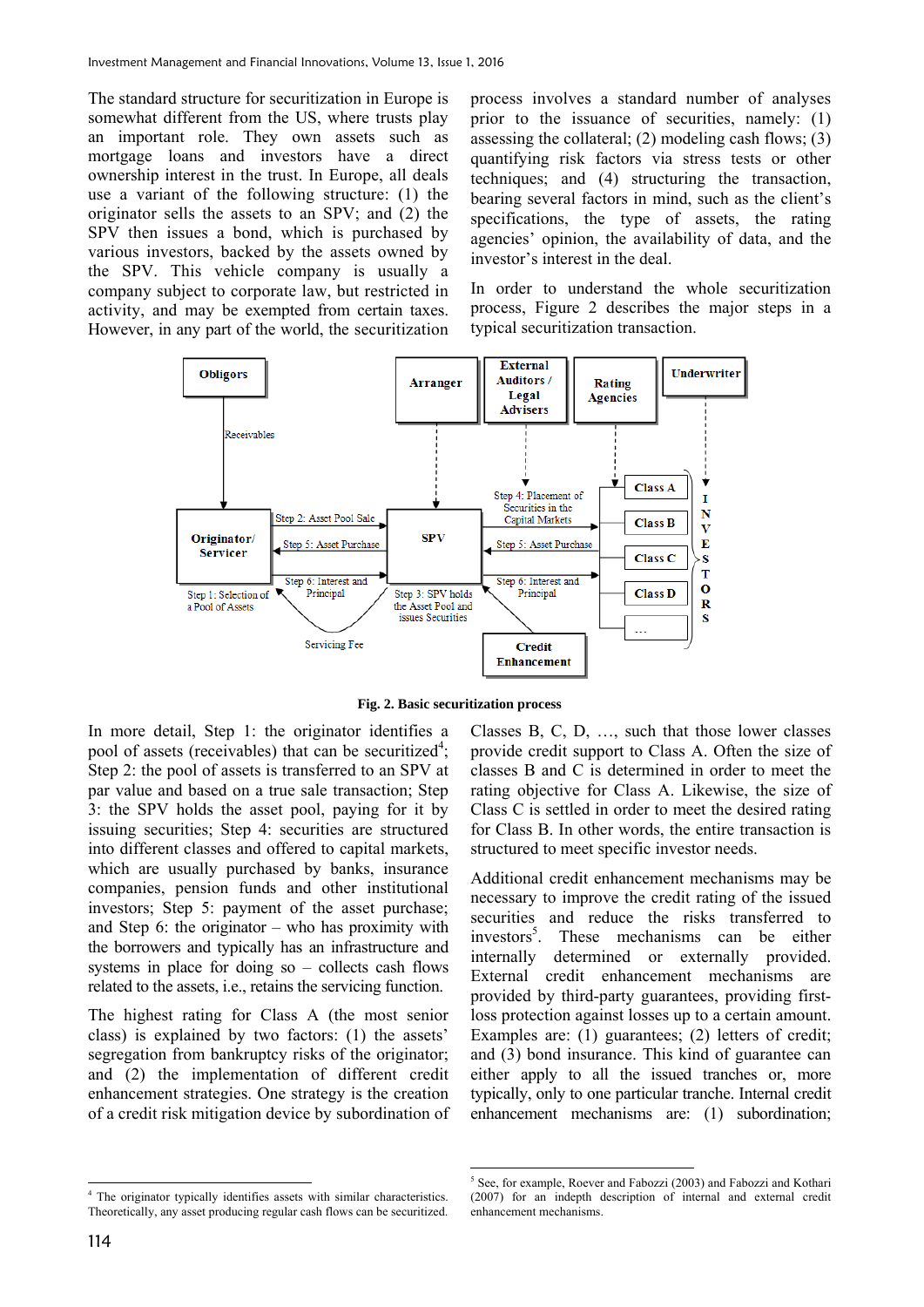The standard structure for securitization in Europe is somewhat different from the US, where trusts play an important role. They own assets such as mortgage loans and investors have a direct ownership interest in the trust. In Europe, all deals use a variant of the following structure: (1) the originator sells the assets to an SPV; and (2) the SPV then issues a bond, which is purchased by various investors, backed by the assets owned by the SPV. This vehicle company is usually a company subject to corporate law, but restricted in activity, and may be exempted from certain taxes. However, in any part of the world, the securitization process involves a standard number of analyses prior to the issuance of securities, namely: (1) assessing the collateral; (2) modeling cash flows; (3) quantifying risk factors via stress tests or other techniques; and (4) structuring the transaction, bearing several factors in mind, such as the client's specifications, the type of assets, the rating agencies' opinion, the availability of data, and the investor's interest in the deal.

In order to understand the whole securitization process, Figure 2 describes the major steps in a typical securitization transaction.

**Fig. 2. Basic securitization process**

In more detail, Step 1: the originator identifies a pool of assets (receivables) that can be securitized[4]; Step 2: the pool of assets is transferred to an SPV at par value and based on a true sale transaction; Step 3: the SPV holds the asset pool, paying for it by issuing securities; Step 4: securities are structured into different classes and offered to capital markets, which are usually purchased by banks, insurance companies, pension funds and other institutional investors; Step 5: payment of the asset purchase; and Step 6: the originator – who has proximity with the borrowers and typically has an infrastructure and systems in place for doing so – collects cash flows related to the assets, i.e., retains the servicing function.

The highest rating for Class A (the most senior class) is explained by two factors: (1) the assets' segregation from bankruptcy risks of the originator; and (2) the implementation of different credit enhancement strategies. One strategy is the creation of a credit risk mitigation device by subordination of Classes B, C, D, …, such that those lower classes provide credit support to Class A. Often the size of classes B and C is determined in order to meet the rating objective for Class A. Likewise, the size of Class C is settled in order to meet the desired rating for Class B. In other words, the entire transaction is structured to meet specific investor needs.

Additional credit enhancement mechanisms may be necessary to improve the credit rating of the issued securities and reduce the risks transferred to investors[5]. These mechanisms can be either internally determined or externally provided. External credit enhancement mechanisms are provided by third-party guarantees, providing first-loss protection against losses up to a certain amount. Examples are: (1) guarantees; (2) letters of credit; and (3) bond insurance. This kind of guarantee can either apply to all the issued tranches or, more typically, only to one particular tranche. Internal credit enhancement mechanisms are: (1) subordination;

---

[4] The originator typically identifies assets with similar characteristics. Theoretically, any asset producing regular cash flows can be securitized.

[5] See, for example, Roever and Fabozzi (2003) and Fabozzi and Kothari (2007) for an indepth description of internal and external credit enhancement mechanisms.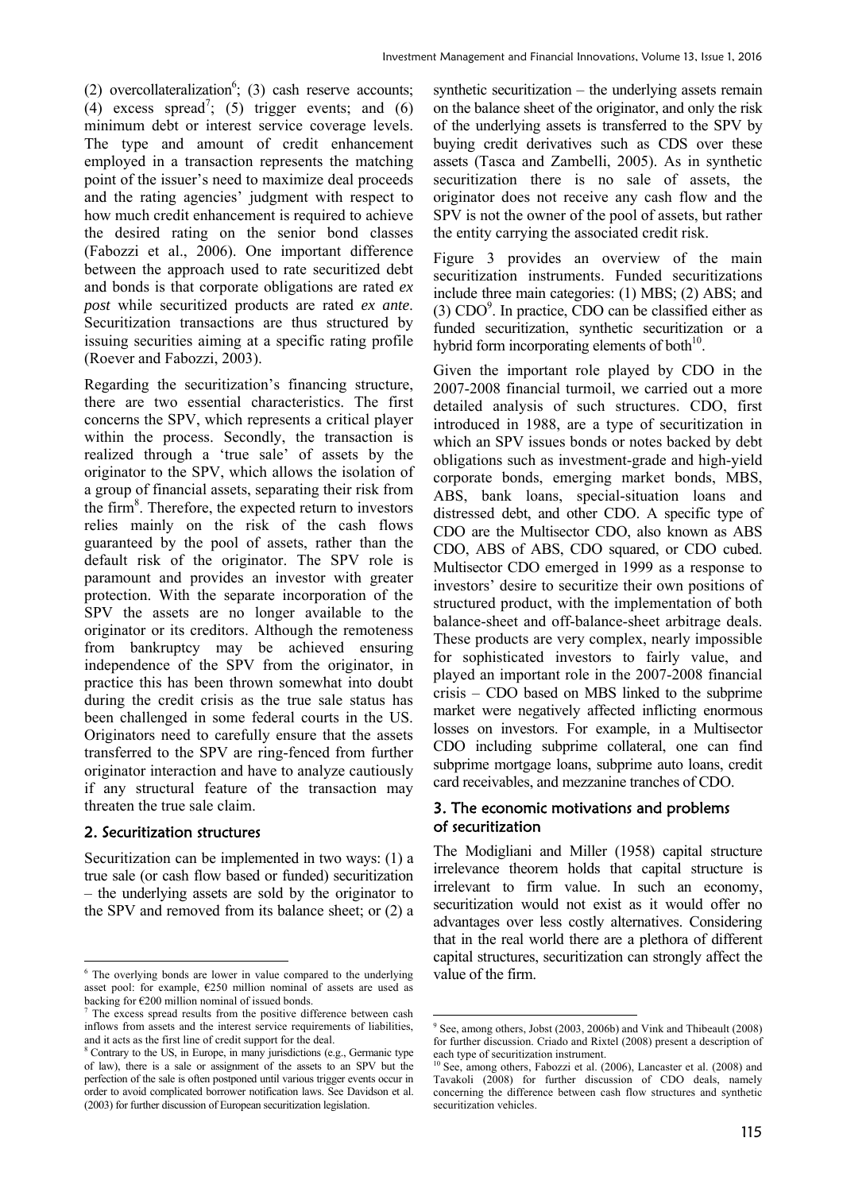(2) overcollateralization[6]; (3) cash reserve accounts; (4) excess spread[7]; (5) trigger events; and (6) minimum debt or interest service coverage levels. The type and amount of credit enhancement employed in a transaction represents the matching point of the issuer's need to maximize deal proceeds and the rating agencies' judgment with respect to how much credit enhancement is required to achieve the desired rating on the senior bond classes (Fabozzi et al., 2006). One important difference between the approach used to rate securitized debt and bonds is that corporate obligations are rated *ex post* while securitized products are rated *ex ante*. Securitization transactions are thus structured by issuing securities aiming at a specific rating profile (Roever and Fabozzi, 2003).

Regarding the securitization's financing structure, there are two essential characteristics. The first concerns the SPV, which represents a critical player within the process. Secondly, the transaction is realized through a 'true sale' of assets by the originator to the SPV, which allows the isolation of a group of financial assets, separating their risk from the firm[8]. Therefore, the expected return to investors relies mainly on the risk of the cash flows guaranteed by the pool of assets, rather than the default risk of the originator. The SPV role is paramount and provides an investor with greater protection. With the separate incorporation of the SPV the assets are no longer available to the originator or its creditors. Although the remoteness from bankruptcy may be achieved ensuring independence of the SPV from the originator, in practice this has been thrown somewhat into doubt during the credit crisis as the true sale status has been challenged in some federal courts in the US. Originators need to carefully ensure that the assets transferred to the SPV are ring-fenced from further originator interaction and have to analyze cautiously if any structural feature of the transaction may threaten the true sale claim.

## 2. Securitization structures

Securitization can be implemented in two ways: (1) a true sale (or cash flow based or funded) securitization – the underlying assets are sold by the originator to the SPV and removed from its balance sheet; or (2) a synthetic securitization – the underlying assets remain on the balance sheet of the originator, and only the risk of the underlying assets is transferred to the SPV by buying credit derivatives such as CDS over these assets (Tasca and Zambelli, 2005). As in synthetic securitization there is no sale of assets, the originator does not receive any cash flow and the SPV is not the owner of the pool of assets, but rather the entity carrying the associated credit risk.

Figure 3 provides an overview of the main securitization instruments. Funded securitizations include three main categories: (1) MBS; (2) ABS; and (3) CDO[9]. In practice, CDO can be classified either as funded securitization, synthetic securitization or a hybrid form incorporating elements of both[10].

Given the important role played by CDO in the 2007-2008 financial turmoil, we carried out a more detailed analysis of such structures. CDO, first introduced in 1988, are a type of securitization in which an SPV issues bonds or notes backed by debt obligations such as investment-grade and high-yield corporate bonds, emerging market bonds, MBS, ABS, bank loans, special-situation loans and distressed debt, and other CDO. A specific type of CDO are the Multisector CDO, also known as ABS CDO, ABS of ABS, CDO squared, or CDO cubed. Multisector CDO emerged in 1999 as a response to investors' desire to securitize their own positions of structured product, with the implementation of both balance-sheet and off-balance-sheet arbitrage deals. These products are very complex, nearly impossible for sophisticated investors to fairly value, and played an important role in the 2007-2008 financial crisis – CDO based on MBS linked to the subprime market were negatively affected inflicting enormous losses on investors. For example, in a Multisector CDO including subprime collateral, one can find subprime mortgage loans, subprime auto loans, credit card receivables, and mezzanine tranches of CDO.

## 3. The economic motivations and problems of securitization

The Modigliani and Miller (1958) capital structure irrelevance theorem holds that capital structure is irrelevant to firm value. In such an economy, securitization would not exist as it would offer no advantages over less costly alternatives. Considering that in the real world there are a plethora of different capital structures, securitization can strongly affect the value of the firm.

---

[6] The overlying bonds are lower in value compared to the underlying asset pool: for example, €250 million nominal of assets are used as backing for €200 million nominal of issued bonds.

[7] The excess spread results from the positive difference between cash inflows from assets and the interest service requirements of liabilities, and it acts as the first line of credit support for the deal.

[8] Contrary to the US, in Europe, in many jurisdictions (e.g., Germanic type of law), there is a sale or assignment of the assets to an SPV but the perfection of the sale is often postponed until various trigger events occur in order to avoid complicated borrower notification laws. See Davidson et al. (2003) for further discussion of European securitization legislation.

[9] See, among others, Jobst (2003, 2006b) and Vink and Thibeault (2008) for further discussion. Criado and Rixtel (2008) present a description of each type of securitization instrument.

[10] See, among others, Fabozzi et al. (2006), Lancaster et al. (2008) and Tavakoli (2008) for further discussion of CDO deals, namely concerning the difference between cash flow structures and synthetic securitization vehicles.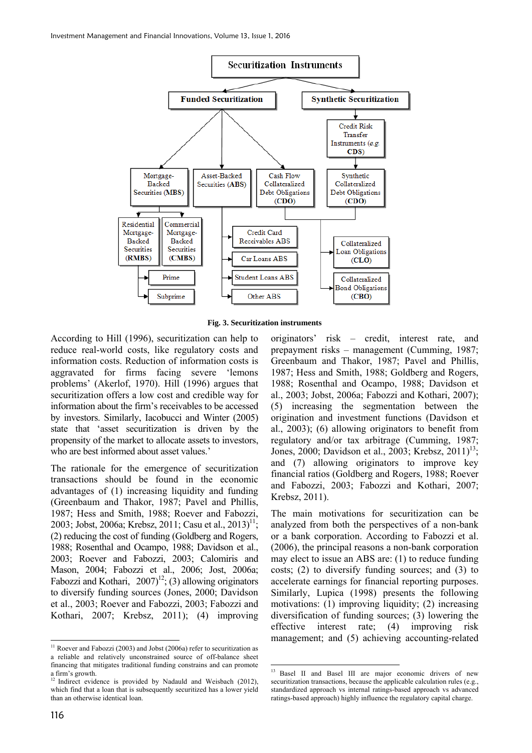Securitization Instruments

- Funded Securitization
  - Mortgage-Backed Securities (MBS)
    - Residential Mortgage-Backed Securities (RMBS)
      - Prime
      - Subprime
    - Commercial Mortgage-Backed Securities (CMBS)
  - Asset-Backed Securities (ABS)
    - Credit Card Receivables ABS
    - Car Loans ABS
    - Student Loans ABS
    - Other ABS
  - Cash Flow Collateralized Debt Obligations (CDO)
    - Collateralized Loan Obligations (CLO)
    - Collateralized Bond Obligations (CBO)
- Synthetic Securitization
  - Credit Risk Transfer Instruments (e.g. CDS)
    - Synthetic Collateralized Debt Obligations (CDO)
      - Collateralized Loan Obligations (CLO)
      - Collateralized Bond Obligations (CBO)

**Fig. 3. Securitization instruments**

According to Hill (1996), securitization can help to reduce real-world costs, like regulatory costs and information costs. Reduction of information costs is aggravated for firms facing severe 'lemons problems' (Akerlof, 1970). Hill (1996) argues that securitization offers a low cost and credible way for information about the firm's receivables to be accessed by investors. Similarly, Iacobucci and Winter (2005) state that 'asset securitization is driven by the propensity of the market to allocate assets to investors, who are best informed about asset values.'

The rationale for the emergence of securitization transactions should be found in the economic advantages of (1) increasing liquidity and funding (Greenbaum and Thakor, 1987; Pavel and Phillis, 1987; Hess and Smith, 1988; Roever and Fabozzi, 2003; Jobst, 2006a; Krebsz, 2011; Casu et al., 2013)[11]; (2) reducing the cost of funding (Goldberg and Rogers, 1988; Rosenthal and Ocampo, 1988; Davidson et al., 2003; Roever and Fabozzi, 2003; Calomiris and Mason, 2004; Fabozzi et al., 2006; Jost, 2006a; Fabozzi and Kothari, 2007)[12]; (3) allowing originators to diversify funding sources (Jones, 2000; Davidson et al., 2003; Roever and Fabozzi, 2003; Fabozzi and Kothari, 2007; Krebsz, 2011); (4) improving originators' risk – credit, interest rate, and prepayment risks – management (Cumming, 1987; Greenbaum and Thakor, 1987; Pavel and Phillis, 1987; Hess and Smith, 1988; Goldberg and Rogers, 1988; Rosenthal and Ocampo, 1988; Davidson et al., 2003; Jobst, 2006a; Fabozzi and Kothari, 2007); (5) increasing the segmentation between the origination and investment functions (Davidson et al., 2003); (6) allowing originators to benefit from regulatory and/or tax arbitrage (Cumming, 1987; Jones, 2000; Davidson et al., 2003; Krebsz, 2011)[13]; and (7) allowing originators to improve key financial ratios (Goldberg and Rogers, 1988; Roever and Fabozzi, 2003; Fabozzi and Kothari, 2007; Krebsz, 2011).

The main motivations for securitization can be analyzed from both the perspectives of a non-bank or a bank corporation. According to Fabozzi et al. (2006), the principal reasons a non-bank corporation may elect to issue an ABS are: (1) to reduce funding costs; (2) to diversify funding sources; and (3) to accelerate earnings for financial reporting purposes. Similarly, Lupica (1998) presents the following motivations: (1) improving liquidity; (2) increasing diversification of funding sources; (3) lowering the effective interest rate; (4) improving risk management; and (5) achieving accounting-related

---

[11] Roever and Fabozzi (2003) and Jobst (2006a) refer to securitization as a reliable and relatively unconstrained source of off-balance sheet financing that mitigates traditional funding constrains and can promote a firm's growth.

[12] Indirect evidence is provided by Nadauld and Weisbach (2012), which find that a loan that is subsequently securitized has a lower yield than an otherwise identical loan.

[13] Basel II and Basel III are major economic drivers of new securitization transactions, because the applicable calculation rules (e.g., standardized approach vs internal ratings-based approach vs advanced ratings-based approach) highly influence the regulatory capital charge.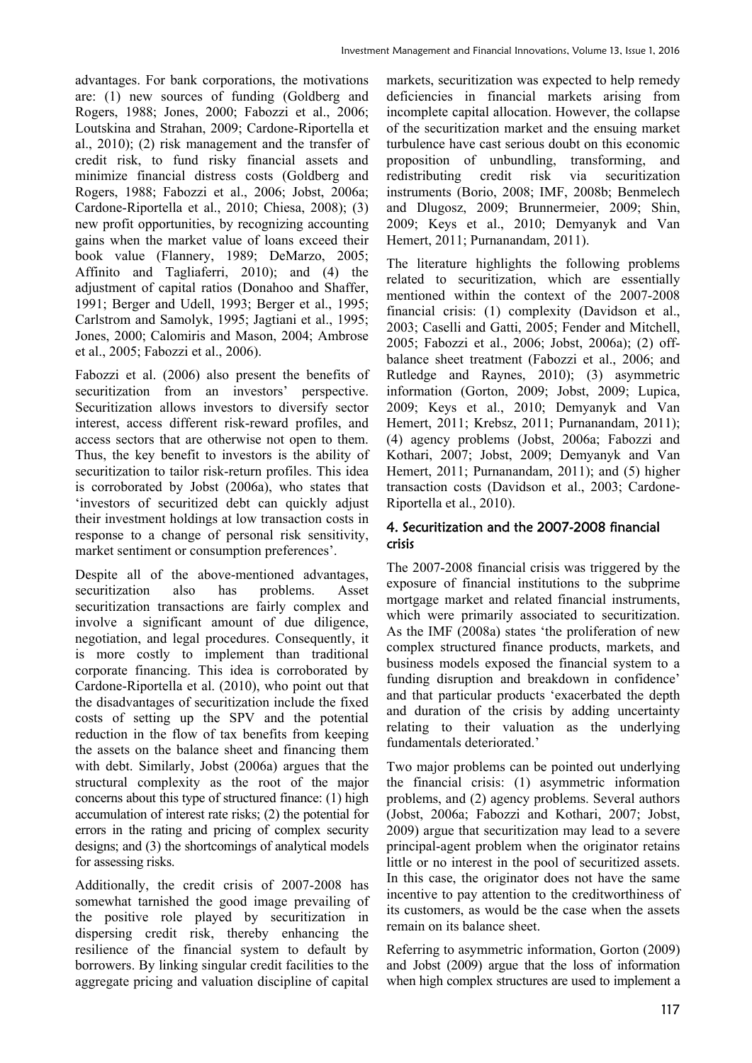advantages. For bank corporations, the motivations are: (1) new sources of funding (Goldberg and Rogers, 1988; Jones, 2000; Fabozzi et al., 2006; Loutskina and Strahan, 2009; Cardone-Riportella et al., 2010); (2) risk management and the transfer of credit risk, to fund risky financial assets and minimize financial distress costs (Goldberg and Rogers, 1988; Fabozzi et al., 2006; Jobst, 2006a; Cardone-Riportella et al., 2010; Chiesa, 2008); (3) new profit opportunities, by recognizing accounting gains when the market value of loans exceed their book value (Flannery, 1989; DeMarzo, 2005; Affinito and Tagliaferri, 2010); and (4) the adjustment of capital ratios (Donahoo and Shaffer, 1991; Berger and Udell, 1993; Berger et al., 1995; Carlstrom and Samolyk, 1995; Jagtiani et al., 1995; Jones, 2000; Calomiris and Mason, 2004; Ambrose et al., 2005; Fabozzi et al., 2006).

Fabozzi et al. (2006) also present the benefits of securitization from an investors' perspective. Securitization allows investors to diversify sector interest, access different risk-reward profiles, and access sectors that are otherwise not open to them. Thus, the key benefit to investors is the ability of securitization to tailor risk-return profiles. This idea is corroborated by Jobst (2006a), who states that 'investors of securitized debt can quickly adjust their investment holdings at low transaction costs in response to a change of personal risk sensitivity, market sentiment or consumption preferences'.

Despite all of the above-mentioned advantages, securitization also has problems. Asset securitization transactions are fairly complex and involve a significant amount of due diligence, negotiation, and legal procedures. Consequently, it is more costly to implement than traditional corporate financing. This idea is corroborated by Cardone-Riportella et al. (2010), who point out that the disadvantages of securitization include the fixed costs of setting up the SPV and the potential reduction in the flow of tax benefits from keeping the assets on the balance sheet and financing them with debt. Similarly, Jobst (2006a) argues that the structural complexity as the root of the major concerns about this type of structured finance: (1) high accumulation of interest rate risks; (2) the potential for errors in the rating and pricing of complex security designs; and (3) the shortcomings of analytical models for assessing risks.

Additionally, the credit crisis of 2007-2008 has somewhat tarnished the good image prevailing of the positive role played by securitization in dispersing credit risk, thereby enhancing the resilience of the financial system to default by borrowers. By linking singular credit facilities to the aggregate pricing and valuation discipline of capital markets, securitization was expected to help remedy deficiencies in financial markets arising from incomplete capital allocation. However, the collapse of the securitization market and the ensuing market turbulence have cast serious doubt on this economic proposition of unbundling, transforming, and redistributing credit risk via securitization instruments (Borio, 2008; IMF, 2008b; Benmelech and Dlugosz, 2009; Brunnermeier, 2009; Shin, 2009; Keys et al., 2010; Demyanyk and Van Hemert, 2011; Purnanandam, 2011).

The literature highlights the following problems related to securitization, which are essentially mentioned within the context of the 2007-2008 financial crisis: (1) complexity (Davidson et al., 2003; Caselli and Gatti, 2005; Fender and Mitchell, 2005; Fabozzi et al., 2006; Jobst, 2006a); (2) off-balance sheet treatment (Fabozzi et al., 2006; and Rutledge and Raynes, 2010); (3) asymmetric information (Gorton, 2009; Jobst, 2009; Lupica, 2009; Keys et al., 2010; Demyanyk and Van Hemert, 2011; Krebsz, 2011; Purnanandam, 2011); (4) agency problems (Jobst, 2006a; Fabozzi and Kothari, 2007; Jobst, 2009; Demyanyk and Van Hemert, 2011; Purnanandam, 2011); and (5) higher transaction costs (Davidson et al., 2003; Cardone-Riportella et al., 2010).

## 4. Securitization and the 2007-2008 financial crisis

The 2007-2008 financial crisis was triggered by the exposure of financial institutions to the subprime mortgage market and related financial instruments, which were primarily associated to securitization. As the IMF (2008a) states 'the proliferation of new complex structured finance products, markets, and business models exposed the financial system to a funding disruption and breakdown in confidence' and that particular products 'exacerbated the depth and duration of the crisis by adding uncertainty relating to their valuation as the underlying fundamentals deteriorated.'

Two major problems can be pointed out underlying the financial crisis: (1) asymmetric information problems, and (2) agency problems. Several authors (Jobst, 2006a; Fabozzi and Kothari, 2007; Jobst, 2009) argue that securitization may lead to a severe principal-agent problem when the originator retains little or no interest in the pool of securitized assets. In this case, the originator does not have the same incentive to pay attention to the creditworthiness of its customers, as would be the case when the assets remain on its balance sheet.

Referring to asymmetric information, Gorton (2009) and Jobst (2009) argue that the loss of information when high complex structures are used to implement a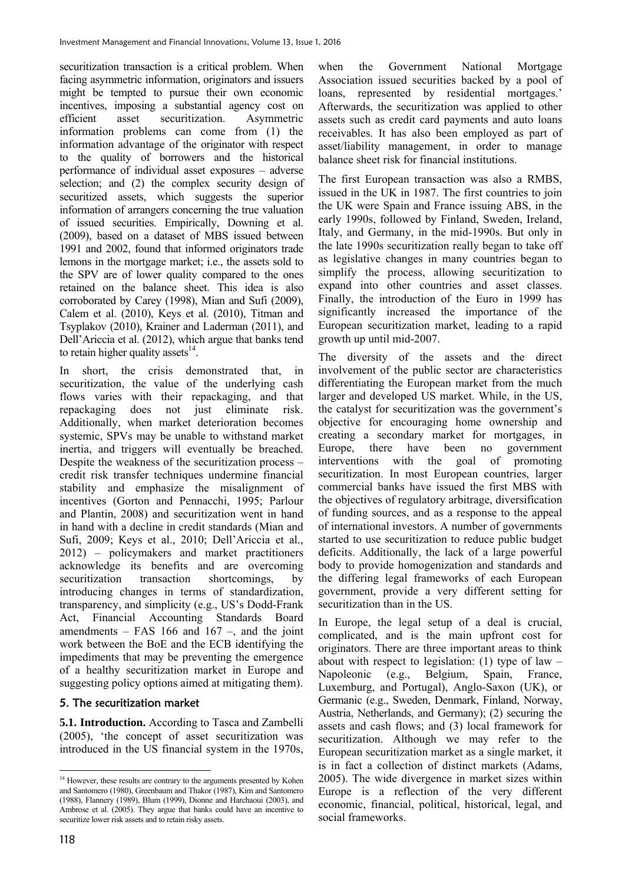securitization transaction is a critical problem. When facing asymmetric information, originators and issuers might be tempted to pursue their own economic incentives, imposing a substantial agency cost on efficient asset securitization. Asymmetric information problems can come from (1) the information advantage of the originator with respect to the quality of borrowers and the historical performance of individual asset exposures – adverse selection; and (2) the complex security design of securitized assets, which suggests the superior information of arrangers concerning the true valuation of issued securities. Empirically, Downing et al. (2009), based on a dataset of MBS issued between 1991 and 2002, found that informed originators trade lemons in the mortgage market; i.e., the assets sold to the SPV are of lower quality compared to the ones retained on the balance sheet. This idea is also corroborated by Carey (1998), Mian and Sufi (2009), Calem et al. (2010), Keys et al. (2010), Titman and Tsyplakov (2010), Krainer and Laderman (2011), and Dell'Ariccia et al. (2012), which argue that banks tend to retain higher quality assets[14].

In short, the crisis demonstrated that, in securitization, the value of the underlying cash flows varies with their repackaging, and that repackaging does not just eliminate risk. Additionally, when market deterioration becomes systemic, SPVs may be unable to withstand market inertia, and triggers will eventually be breached. Despite the weakness of the securitization process – credit risk transfer techniques undermine financial stability and emphasize the misalignment of incentives (Gorton and Pennacchi, 1995; Parlour and Plantin, 2008) and securitization went in hand in hand with a decline in credit standards (Mian and Sufi, 2009; Keys et al., 2010; Dell'Ariccia et al., 2012) – policymakers and market practitioners acknowledge its benefits and are overcoming securitization transaction shortcomings, by introducing changes in terms of standardization, transparency, and simplicity (e.g., US's Dodd-Frank Act, Financial Accounting Standards Board amendments – FAS 166 and 167 –, and the joint work between the BoE and the ECB identifying the impediments that may be preventing the emergence of a healthy securitization market in Europe and suggesting policy options aimed at mitigating them).

## 5. The securitization market

**5.1. Introduction.** According to Tasca and Zambelli (2005), 'the concept of asset securitization was introduced in the US financial system in the 1970s, when the Government National Mortgage Association issued securities backed by a pool of loans, represented by residential mortgages.' Afterwards, the securitization was applied to other assets such as credit card payments and auto loans receivables. It has also been employed as part of asset/liability management, in order to manage balance sheet risk for financial institutions.

The first European transaction was also a RMBS, issued in the UK in 1987. The first countries to join the UK were Spain and France issuing ABS, in the early 1990s, followed by Finland, Sweden, Ireland, Italy, and Germany, in the mid-1990s. But only in the late 1990s securitization really began to take off as legislative changes in many countries began to simplify the process, allowing securitization to expand into other countries and asset classes. Finally, the introduction of the Euro in 1999 has significantly increased the importance of the European securitization market, leading to a rapid growth up until mid-2007.

The diversity of the assets and the direct involvement of the public sector are characteristics differentiating the European market from the much larger and developed US market. While, in the US, the catalyst for securitization was the government's objective for encouraging home ownership and creating a secondary market for mortgages, in Europe, there have been no government interventions with the goal of promoting securitization. In most European countries, larger commercial banks have issued the first MBS with the objectives of regulatory arbitrage, diversification of funding sources, and as a response to the appeal of international investors. A number of governments started to use securitization to reduce public budget deficits. Additionally, the lack of a large powerful body to provide homogenization and standards and the differing legal frameworks of each European government, provide a very different setting for securitization than in the US.

In Europe, the legal setup of a deal is crucial, complicated, and is the main upfront cost for originators. There are three important areas to think about with respect to legislation: (1) type of law – Napoleonic (e.g., Belgium, Spain, France, Luxemburg, and Portugal), Anglo-Saxon (UK), or Germanic (e.g., Sweden, Denmark, Finland, Norway, Austria, Netherlands, and Germany); (2) securing the assets and cash flows; and (3) local framework for securitization. Although we may refer to the European securitization market as a single market, it is in fact a collection of distinct markets (Adams, 2005). The wide divergence in market sizes within Europe is a reflection of the very different economic, financial, political, historical, legal, and social frameworks.

[14] However, these results are contrary to the arguments presented by Kohen and Santomero (1980), Greenbaum and Thakor (1987), Kim and Santomero (1988), Flannery (1989), Blum (1999), Dionne and Harchaoui (2003), and Ambrose et al. (2005). They argue that banks could have an incentive to securitize lower risk assets and to retain risky assets.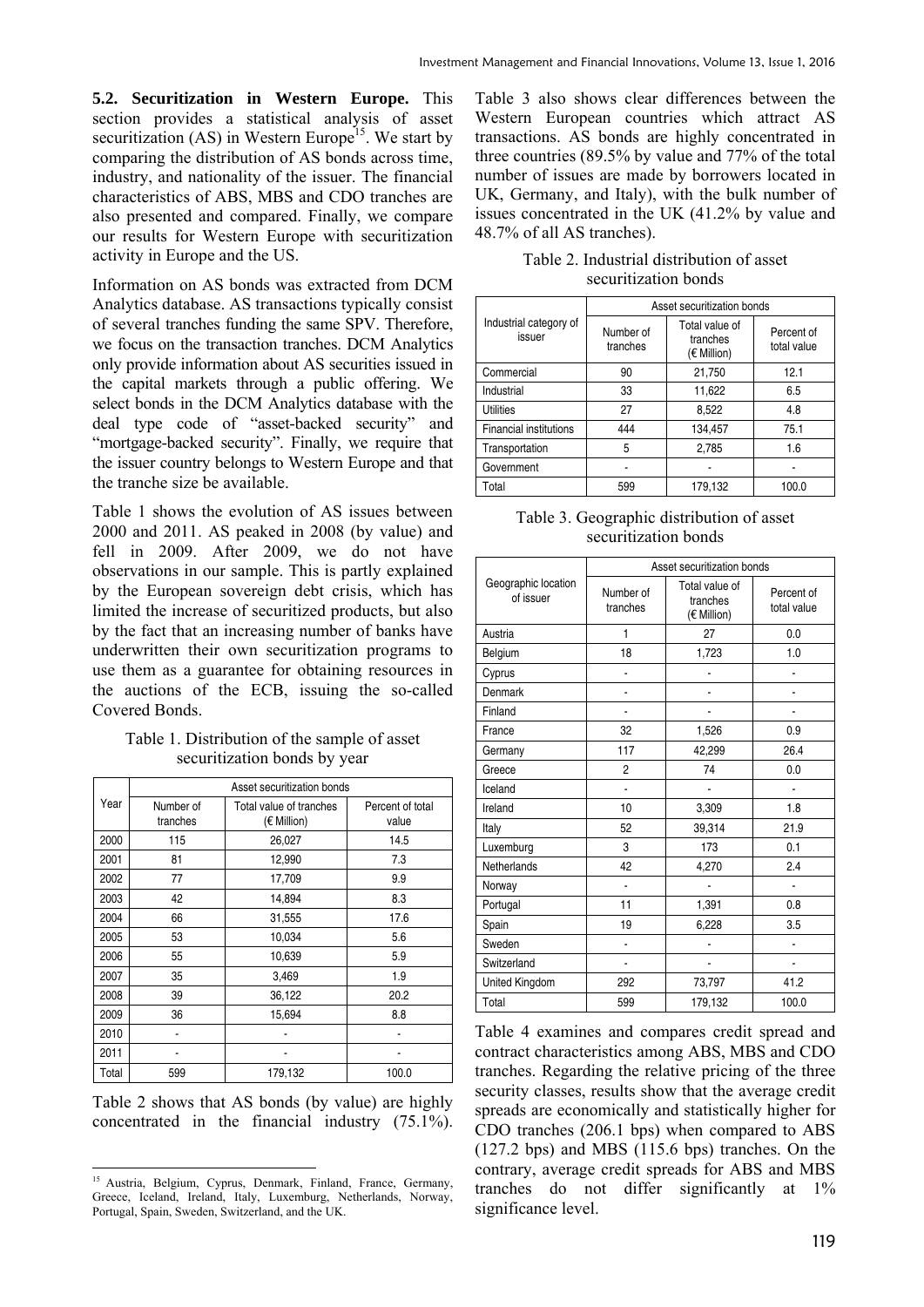**5.2. Securitization in Western Europe.** This section provides a statistical analysis of asset securitization (AS) in Western Europe[15]. We start by comparing the distribution of AS bonds across time, industry, and nationality of the issuer. The financial characteristics of ABS, MBS and CDO tranches are also presented and compared. Finally, we compare our results for Western Europe with securitization activity in Europe and the US.

Information on AS bonds was extracted from DCM Analytics database. AS transactions typically consist of several tranches funding the same SPV. Therefore, we focus on the transaction tranches. DCM Analytics only provide information about AS securities issued in the capital markets through a public offering. We select bonds in the DCM Analytics database with the deal type code of "asset-backed security" and "mortgage-backed security". Finally, we require that the issuer country belongs to Western Europe and that the tranche size be available.

Table 1 shows the evolution of AS issues between 2000 and 2011. AS peaked in 2008 (by value) and fell in 2009. After 2009, we do not have observations in our sample. This is partly explained by the European sovereign debt crisis, which has limited the increase of securitized products, but also by the fact that an increasing number of banks have underwritten their own securitization programs to use them as a guarantee for obtaining resources in the auctions of the ECB, issuing the so-called Covered Bonds.

Table 1. Distribution of the sample of asset securitization bonds by year

| Year | Asset securitization bonds | | |
|---|---|---|---|
| | Number of tranches | Total value of tranches (€ Million) | Percent of total value |
| 2000 | 115 | 26,027 | 14.5 |
| 2001 | 81 | 12,990 | 7.3 |
| 2002 | 77 | 17,709 | 9.9 |
| 2003 | 42 | 14,894 | 8.3 |
| 2004 | 66 | 31,555 | 17.6 |
| 2005 | 53 | 10,034 | 5.6 |
| 2006 | 55 | 10,639 | 5.9 |
| 2007 | 35 | 3,469 | 1.9 |
| 2008 | 39 | 36,122 | 20.2 |
| 2009 | 36 | 15,694 | 8.8 |
| 2010 | - | - | - |
| 2011 | - | - | - |
| Total | 599 | 179,132 | 100.0 |

Table 2 shows that AS bonds (by value) are highly concentrated in the financial industry (75.1%). Table 3 also shows clear differences between the Western European countries which attract AS transactions. AS bonds are highly concentrated in three countries (89.5% by value and 77% of the total number of issues are made by borrowers located in UK, Germany, and Italy), with the bulk number of issues concentrated in the UK (41.2% by value and 48.7% of all AS tranches).

Table 2. Industrial distribution of asset securitization bonds

| Industrial category of issuer | Asset securitization bonds | | |
|---|---|---|---|
| | Number of tranches | Total value of tranches (€ Million) | Percent of total value |
| Commercial | 90 | 21,750 | 12.1 |
| Industrial | 33 | 11,622 | 6.5 |
| Utilities | 27 | 8,522 | 4.8 |
| Financial institutions | 444 | 134,457 | 75.1 |
| Transportation | 5 | 2,785 | 1.6 |
| Government | - | - | - |
| Total | 599 | 179,132 | 100.0 |

Table 3. Geographic distribution of asset securitization bonds

| Geographic location of issuer | Asset securitization bonds | | |
|---|---|---|---|
| | Number of tranches | Total value of tranches (€ Million) | Percent of total value |
| Austria | 1 | 27 | 0.0 |
| Belgium | 18 | 1,723 | 1.0 |
| Cyprus | - | - | - |
| Denmark | - | - | - |
| Finland | - | - | - |
| France | 32 | 1,526 | 0.9 |
| Germany | 117 | 42,299 | 26.4 |
| Greece | 2 | 74 | 0.0 |
| Iceland | - | - | - |
| Ireland | 10 | 3,309 | 1.8 |
| Italy | 52 | 39,314 | 21.9 |
| Luxemburg | 3 | 173 | 0.1 |
| Netherlands | 42 | 4,270 | 2.4 |
| Norway | - | - | - |
| Portugal | 11 | 1,391 | 0.8 |
| Spain | 19 | 6,228 | 3.5 |
| Sweden | - | - | - |
| Switzerland | - | - | - |
| United Kingdom | 292 | 73,797 | 41.2 |
| Total | 599 | 179,132 | 100.0 |

Table 4 examines and compares credit spread and contract characteristics among ABS, MBS and CDO tranches. Regarding the relative pricing of the three security classes, results show that the average credit spreads are economically and statistically higher for CDO tranches (206.1 bps) when compared to ABS (127.2 bps) and MBS (115.6 bps) tranches. On the contrary, average credit spreads for ABS and MBS tranches do not differ significantly at 1% significance level.

[15] Austria, Belgium, Cyprus, Denmark, Finland, France, Germany, Greece, Iceland, Ireland, Italy, Luxemburg, Netherlands, Norway, Portugal, Spain, Sweden, Switzerland, and the UK.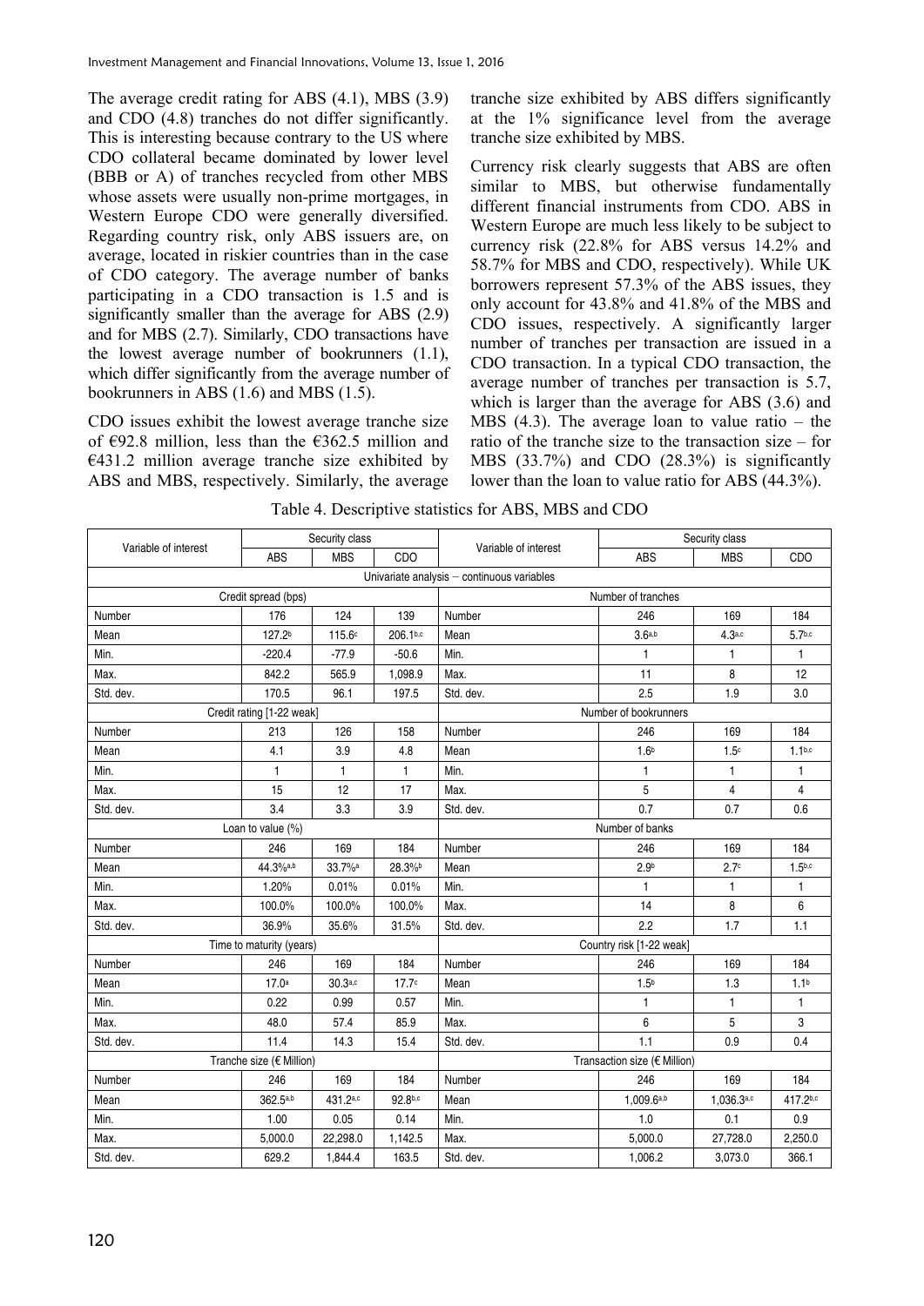The average credit rating for ABS (4.1), MBS (3.9) and CDO (4.8) tranches do not differ significantly. This is interesting because contrary to the US where CDO collateral became dominated by lower level (BBB or A) of tranches recycled from other MBS whose assets were usually non-prime mortgages, in Western Europe CDO were generally diversified. Regarding country risk, only ABS issuers are, on average, located in riskier countries than in the case of CDO category. The average number of banks participating in a CDO transaction is 1.5 and is significantly smaller than the average for ABS (2.9) and for MBS (2.7). Similarly, CDO transactions have the lowest average number of bookrunners (1.1), which differ significantly from the average number of bookrunners in ABS (1.6) and MBS (1.5).

CDO issues exhibit the lowest average tranche size of €92.8 million, less than the €362.5 million and €431.2 million average tranche size exhibited by ABS and MBS, respectively. Similarly, the average tranche size exhibited by ABS differs significantly at the 1% significance level from the average tranche size exhibited by MBS.

Currency risk clearly suggests that ABS are often similar to MBS, but otherwise fundamentally different financial instruments from CDO. ABS in Western Europe are much less likely to be subject to currency risk (22.8% for ABS versus 14.2% and 58.7% for MBS and CDO, respectively). While UK borrowers represent 57.3% of the ABS issues, they only account for 43.8% and 41.8% of the MBS and CDO issues, respectively. A significantly larger number of tranches per transaction are issued in a CDO transaction. In a typical CDO transaction, the average number of tranches per transaction is 5.7, which is larger than the average for ABS (3.6) and MBS (4.3). The average loan to value ratio – the ratio of the tranche size to the transaction size – for MBS (33.7%) and CDO (28.3%) is significantly lower than the loan to value ratio for ABS (44.3%).

Table 4. Descriptive statistics for ABS, MBS and CDO

| Variable of interest | Security class | | | Variable of interest | Security class | | |
|---|---|---|---|---|---|---|---|
| | ABS | MBS | CDO | | ABS | MBS | CDO |
| Univariate analysis – continuous variables | | | | | | | |
| Credit spread (bps) | | | | Number of tranches | | | |
| Number | 176 | 124 | 139 | Number | 246 | 169 | 184 |
| Mean | 127.2[b] | 115.6[c] | 206.1[b,c] | Mean | 3.6[a,b] | 4.3[a,c] | 5.7[b,c] |
| Min. | -220.4 | -77.9 | -50.6 | Min. | 1 | 1 | 1 |
| Max. | 842.2 | 565.9 | 1,098.9 | Max. | 11 | 8 | 12 |
| Std. dev. | 170.5 | 96.1 | 197.5 | Std. dev. | 2.5 | 1.9 | 3.0 |
| Credit rating [1-22 weak] | | | | Number of bookrunners | | | |
| Number | 213 | 126 | 158 | Number | 246 | 169 | 184 |
| Mean | 4.1 | 3.9 | 4.8 | Mean | 1.6[b] | 1.5[c] | 1.1[b,c] |
| Min. | 1 | 1 | 1 | Min. | 1 | 1 | 1 |
| Max. | 15 | 12 | 17 | Max. | 5 | 4 | 4 |
| Std. dev. | 3.4 | 3.3 | 3.9 | Std. dev. | 0.7 | 0.7 | 0.6 |
| Loan to value (%) | | | | Number of banks | | | |
| Number | 246 | 169 | 184 | Number | 246 | 169 | 184 |
| Mean | 44.3%[a,b] | 33.7%[a] | 28.3%[b] | Mean | 2.9[b] | 2.7[c] | 1.5[b,c] |
| Min. | 1.20% | 0.01% | 0.01% | Min. | 1 | 1 | 1 |
| Max. | 100.0% | 100.0% | 100.0% | Max. | 14 | 8 | 6 |
| Std. dev. | 36.9% | 35.6% | 31.5% | Std. dev. | 2.2 | 1.7 | 1.1 |
| Time to maturity (years) | | | | Country risk [1-22 weak] | | | |
| Number | 246 | 169 | 184 | Number | 246 | 169 | 184 |
| Mean | 17.0[a] | 30.3[a,c] | 17.7[c] | Mean | 1.5[b] | 1.3 | 1.1[b] |
| Min. | 0.22 | 0.99 | 0.57 | Min. | 1 | 1 | 1 |
| Max. | 48.0 | 57.4 | 85.9 | Max. | 6 | 5 | 3 |
| Std. dev. | 11.4 | 14.3 | 15.4 | Std. dev. | 1.1 | 0.9 | 0.4 |
| Tranche size (€ Million) | | | | Transaction size (€ Million) | | | |
| Number | 246 | 169 | 184 | Number | 246 | 169 | 184 |
| Mean | 362.5[a,b] | 431.2[a,c] | 92.8[b,c] | Mean | 1,009.6[a,b] | 1,036.3[a,c] | 417.2[b,c] |
| Min. | 1.00 | 0.05 | 0.14 | Min. | 1.0 | 0.1 | 0.9 |
| Max. | 5,000.0 | 22,298.0 | 1,142.5 | Max. | 5,000.0 | 27,728.0 | 2,250.0 |
| Std. dev. | 629.2 | 1,844.4 | 163.5 | Std. dev. | 1,006.2 | 3,073.0 | 366.1 |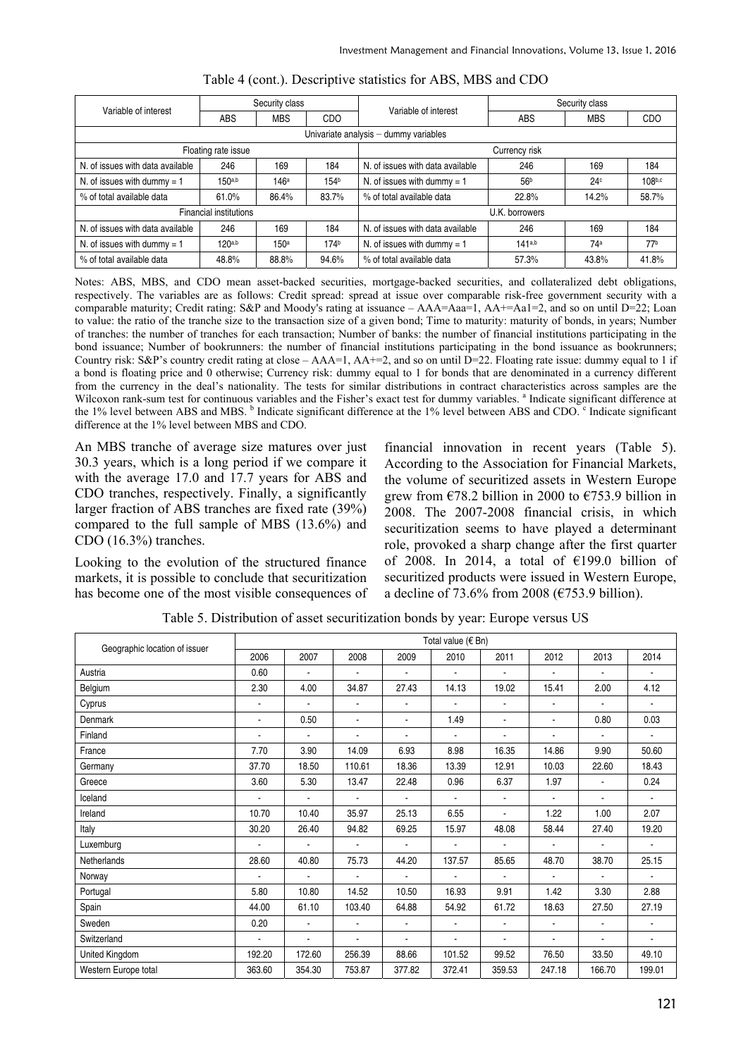Table 4 (cont.). Descriptive statistics for ABS, MBS and CDO

| Variable of interest | Security class | | | Variable of interest | Security class | | |
|---|---|---|---|---|---|---|---|
| | ABS | MBS | CDO | | ABS | MBS | CDO |
| Univariate analysis – dummy variables | | | | | | | |
| Floating rate issue | | | | Currency risk | | | |
| N. of issues with data available | 246 | 169 | 184 | N. of issues with data available | 246 | 169 | 184 |
| N. of issues with dummy = 1 | 150[a,b] | 146[a] | 154[b] | N. of issues with dummy = 1 | 56[b] | 24[c] | 108[b,c] |
| % of total available data | 61.0% | 86.4% | 83.7% | % of total available data | 22.8% | 14.2% | 58.7% |
| Financial institutions | | | | U.K. borrowers | | | |
| N. of issues with data available | 246 | 169 | 184 | N. of issues with data available | 246 | 169 | 184 |
| N. of issues with dummy = 1 | 120[a,b] | 150[a] | 174[b] | N. of issues with dummy = 1 | 141[a,b] | 74[a] | 77[b] |
| % of total available data | 48.8% | 88.8% | 94.6% | % of total available data | 57.3% | 43.8% | 41.8% |

Notes: ABS, MBS, and CDO mean asset-backed securities, mortgage-backed securities, and collateralized debt obligations, respectively. The variables are as follows: Credit spread: spread at issue over comparable risk-free government security with a comparable maturity; Credit rating: S&P and Moody's rating at issuance – AAA=Aaa=1, AA+=Aa1=2, and so on until D=22; Loan to value: the ratio of the tranche size to the transaction size of a given bond; Time to maturity: maturity of bonds, in years; Number of tranches: the number of tranches for each transaction; Number of banks: the number of financial institutions participating in the bond issuance; Number of bookrunners: the number of financial institutions participating in the bond issuance as bookrunners; Country risk: S&P's country credit rating at close – AAA=1, AA+=2, and so on until D=22. Floating rate issue: dummy equal to 1 if a bond is floating price and 0 otherwise; Currency risk: dummy equal to 1 for bonds that are denominated in a currency different from the currency in the deal's nationality. The tests for similar distributions in contract characteristics across samples are the Wilcoxon rank-sum test for continuous variables and the Fisher's exact test for dummy variables. [a] Indicate significant difference at the 1% level between ABS and MBS. [b] Indicate significant difference at the 1% level between ABS and CDO. [c] Indicate significant difference at the 1% level between MBS and CDO.

An MBS tranche of average size matures over just 30.3 years, which is a long period if we compare it with the average 17.0 and 17.7 years for ABS and CDO tranches, respectively. Finally, a significantly larger fraction of ABS tranches are fixed rate (39%) compared to the full sample of MBS (13.6%) and CDO (16.3%) tranches.

Looking to the evolution of the structured finance markets, it is possible to conclude that securitization has become one of the most visible consequences of financial innovation in recent years (Table 5). According to the Association for Financial Markets, the volume of securitized assets in Western Europe grew from €78.2 billion in 2000 to €753.9 billion in 2008. The 2007-2008 financial crisis, in which securitization seems to have played a determinant role, provoked a sharp change after the first quarter of 2008. In 2014, a total of €199.0 billion of securitized products were issued in Western Europe, a decline of 73.6% from 2008 (€753.9 billion).

Table 5. Distribution of asset securitization bonds by year: Europe versus US

| Geographic location of issuer | Total value (€ Bn) | | | | | | | | |
|---|---|---|---|---|---|---|---|---|---|
| | 2006 | 2007 | 2008 | 2009 | 2010 | 2011 | 2012 | 2013 | 2014 |
| Austria | 0.60 | - | - | - | - | - | - | - | - |
| Belgium | 2.30 | 4.00 | 34.87 | 27.43 | 14.13 | 19.02 | 15.41 | 2.00 | 4.12 |
| Cyprus | - | - | - | - | - | - | - | - | - |
| Denmark | - | 0.50 | - | - | 1.49 | - | - | 0.80 | 0.03 |
| Finland | - | - | - | - | - | - | - | - | - |
| France | 7.70 | 3.90 | 14.09 | 6.93 | 8.98 | 16.35 | 14.86 | 9.90 | 50.60 |
| Germany | 37.70 | 18.50 | 110.61 | 18.36 | 13.39 | 12.91 | 10.03 | 22.60 | 18.43 |
| Greece | 3.60 | 5.30 | 13.47 | 22.48 | 0.96 | 6.37 | 1.97 | - | 0.24 |
| Iceland | - | - | - | - | - | - | - | - | - |
| Ireland | 10.70 | 10.40 | 35.97 | 25.13 | 6.55 | - | 1.22 | 1.00 | 2.07 |
| Italy | 30.20 | 26.40 | 94.82 | 69.25 | 15.97 | 48.08 | 58.44 | 27.40 | 19.20 |
| Luxemburg | - | - | - | - | - | - | - | - | - |
| Netherlands | 28.60 | 40.80 | 75.73 | 44.20 | 137.57 | 85.65 | 48.70 | 38.70 | 25.15 |
| Norway | - | - | - | - | - | - | - | - | - |
| Portugal | 5.80 | 10.80 | 14.52 | 10.50 | 16.93 | 9.91 | 1.42 | 3.30 | 2.88 |
| Spain | 44.00 | 61.10 | 103.40 | 64.88 | 54.92 | 61.72 | 18.63 | 27.50 | 27.19 |
| Sweden | 0.20 | - | - | - | - | - | - | - | - |
| Switzerland | - | - | - | - | - | - | - | - | - |
| United Kingdom | 192.20 | 172.60 | 256.39 | 88.66 | 101.52 | 99.52 | 76.50 | 33.50 | 49.10 |
| Western Europe total | 363.60 | 354.30 | 753.87 | 377.82 | 372.41 | 359.53 | 247.18 | 166.70 | 199.01 |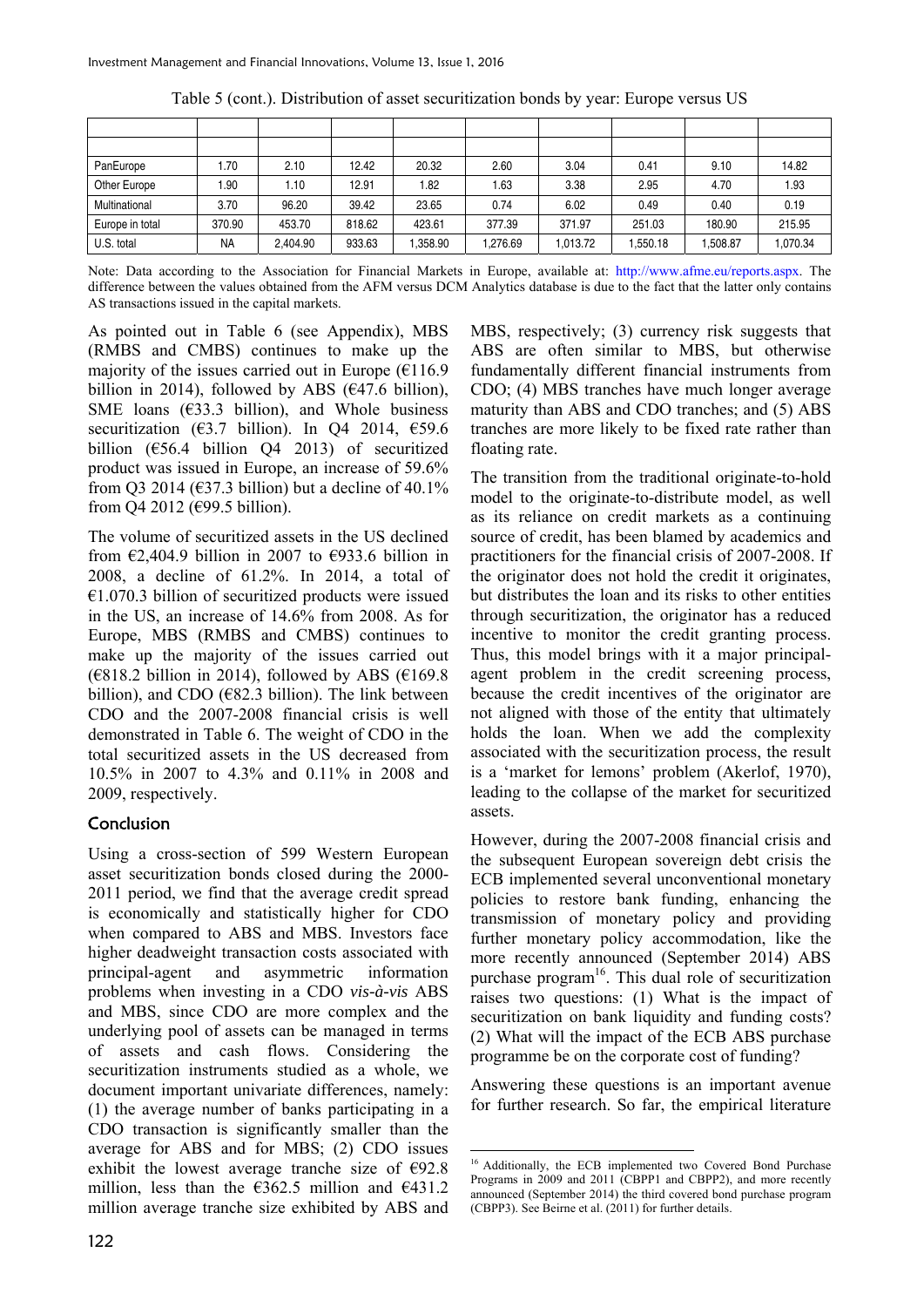Table 5 (cont.). Distribution of asset securitization bonds by year: Europe versus US

| | | | | | | | | | |
|---|---|---|---|---|---|---|---|---|---|
| | | | | | | | | | |
| PanEurope | 1.70 | 2.10 | 12.42 | 20.32 | 2.60 | 3.04 | 0.41 | 9.10 | 14.82 |
| Other Europe | 1.90 | 1.10 | 12.91 | 1.82 | 1.63 | 3.38 | 2.95 | 4.70 | 1.93 |
| Multinational | 3.70 | 96.20 | 39.42 | 23.65 | 0.74 | 6.02 | 0.49 | 0.40 | 0.19 |
| Europe in total | 370.90 | 453.70 | 818.62 | 423.61 | 377.39 | 371.97 | 251.03 | 180.90 | 215.95 |
| U.S. total | NA | 2,404.90 | 933.63 | 1,358.90 | 1,276.69 | 1,013.72 | 1,550.18 | 1,508.87 | 1,070.34 |

Note: Data according to the Association for Financial Markets in Europe, available at: http://www.afme.eu/reports.aspx. The difference between the values obtained from the AFM versus DCM Analytics database is due to the fact that the latter only contains AS transactions issued in the capital markets.

As pointed out in Table 6 (see Appendix), MBS (RMBS and CMBS) continues to make up the majority of the issues carried out in Europe (€116.9 billion in 2014), followed by ABS (€47.6 billion), SME loans (€33.3 billion), and Whole business securitization (€3.7 billion). In Q4 2014, €59.6 billion (€56.4 billion Q4 2013) of securitized product was issued in Europe, an increase of 59.6% from Q3 2014 (€37.3 billion) but a decline of 40.1% from Q4 2012 (€99.5 billion).

The volume of securitized assets in the US declined from €2,404.9 billion in 2007 to €933.6 billion in 2008, a decline of 61.2%. In 2014, a total of €1.070.3 billion of securitized products were issued in the US, an increase of 14.6% from 2008. As for Europe, MBS (RMBS and CMBS) continues to make up the majority of the issues carried out (€818.2 billion in 2014), followed by ABS (€169.8 billion), and CDO (€82.3 billion). The link between CDO and the 2007-2008 financial crisis is well demonstrated in Table 6. The weight of CDO in the total securitized assets in the US decreased from 10.5% in 2007 to 4.3% and 0.11% in 2008 and 2009, respectively.

## Conclusion

Using a cross-section of 599 Western European asset securitization bonds closed during the 2000-2011 period, we find that the average credit spread is economically and statistically higher for CDO when compared to ABS and MBS. Investors face higher deadweight transaction costs associated with principal-agent and asymmetric information problems when investing in a CDO *vis-à-vis* ABS and MBS, since CDO are more complex and the underlying pool of assets can be managed in terms of assets and cash flows. Considering the securitization instruments studied as a whole, we document important univariate differences, namely: (1) the average number of banks participating in a CDO transaction is significantly smaller than the average for ABS and for MBS; (2) CDO issues exhibit the lowest average tranche size of €92.8 million, less than the €362.5 million and €431.2 million average tranche size exhibited by ABS and MBS, respectively; (3) currency risk suggests that ABS are often similar to MBS, but otherwise fundamentally different financial instruments from CDO; (4) MBS tranches have much longer average maturity than ABS and CDO tranches; and (5) ABS tranches are more likely to be fixed rate rather than floating rate.

The transition from the traditional originate-to-hold model to the originate-to-distribute model, as well as its reliance on credit markets as a continuing source of credit, has been blamed by academics and practitioners for the financial crisis of 2007-2008. If the originator does not hold the credit it originates, but distributes the loan and its risks to other entities through securitization, the originator has a reduced incentive to monitor the credit granting process. Thus, this model brings with it a major principal-agent problem in the credit screening process, because the credit incentives of the originator are not aligned with those of the entity that ultimately holds the loan. When we add the complexity associated with the securitization process, the result is a 'market for lemons' problem (Akerlof, 1970), leading to the collapse of the market for securitized assets.

However, during the 2007-2008 financial crisis and the subsequent European sovereign debt crisis the ECB implemented several unconventional monetary policies to restore bank funding, enhancing the transmission of monetary policy and providing further monetary policy accommodation, like the more recently announced (September 2014) ABS purchase program[16]. This dual role of securitization raises two questions: (1) What is the impact of securitization on bank liquidity and funding costs? (2) What will the impact of the ECB ABS purchase programme be on the corporate cost of funding?

Answering these questions is an important avenue for further research. So far, the empirical literature

[16] Additionally, the ECB implemented two Covered Bond Purchase Programs in 2009 and 2011 (CBPP1 and CBPP2), and more recently announced (September 2014) the third covered bond purchase program (CBPP3). See Beirne et al. (2011) for further details.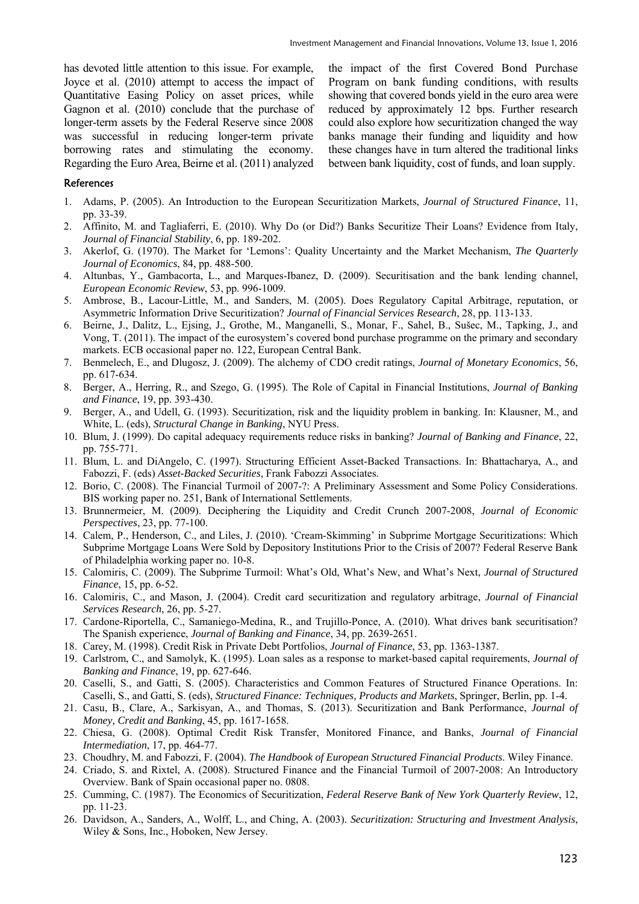has devoted little attention to this issue. For example, Joyce et al. (2010) attempt to access the impact of Quantitative Easing Policy on asset prices, while Gagnon et al. (2010) conclude that the purchase of longer-term assets by the Federal Reserve since 2008 was successful in reducing longer-term private borrowing rates and stimulating the economy. Regarding the Euro Area, Beirne et al. (2011) analyzed the impact of the first Covered Bond Purchase Program on bank funding conditions, with results showing that covered bonds yield in the euro area were reduced by approximately 12 bps. Further research could also explore how securitization changed the way banks manage their funding and liquidity and how these changes have in turn altered the traditional links between bank liquidity, cost of funds, and loan supply.

### References

1. Adams, P. (2005). An Introduction to the European Securitization Markets, *Journal of Structured Finance*, 11, pp. 33-39.
2. Affinito, M. and Tagliaferri, E. (2010). Why Do (or Did?) Banks Securitize Their Loans? Evidence from Italy, *Journal of Financial Stability*, 6, pp. 189-202.
3. Akerlof, G. (1970). The Market for 'Lemons': Quality Uncertainty and the Market Mechanism, *The Quarterly Journal of Economics*, 84, pp. 488-500.
4. Altunbas, Y., Gambacorta, L., and Marques-Ibanez, D. (2009). Securitisation and the bank lending channel, *European Economic Review*, 53, pp. 996-1009.
5. Ambrose, B., Lacour-Little, M., and Sanders, M. (2005). Does Regulatory Capital Arbitrage, reputation, or Asymmetric Information Drive Securitization? *Journal of Financial Services Research*, 28, pp. 113-133.
6. Beirne, J., Dalitz, L., Ejsing, J., Grothe, M., Manganelli, S., Monar, F., Sahel, B., Sušec, M., Tapking, J., and Vong, T. (2011). The impact of the eurosystem's covered bond purchase programme on the primary and secondary markets. ECB occasional paper no. 122, European Central Bank.
7. Benmelech, E., and Dlugosz, J. (2009). The alchemy of CDO credit ratings, *Journal of Monetary Economics*, 56, pp. 617-634.
8. Berger, A., Herring, R., and Szego, G. (1995). The Role of Capital in Financial Institutions, *Journal of Banking and Finance*, 19, pp. 393-430.
9. Berger, A., and Udell, G. (1993). Securitization, risk and the liquidity problem in banking. In: Klausner, M., and White, L. (eds), *Structural Change in Banking*, NYU Press.
10. Blum, J. (1999). Do capital adequacy requirements reduce risks in banking? *Journal of Banking and Finance*, 22, pp. 755-771.
11. Blum, L. and DiAngelo, C. (1997). Structuring Efficient Asset-Backed Transactions. In: Bhattacharya, A., and Fabozzi, F. (eds) *Asset-Backed Securities*, Frank Fabozzi Associates.
12. Borio, C. (2008). The Financial Turmoil of 2007-?: A Preliminary Assessment and Some Policy Considerations. BIS working paper no. 251, Bank of International Settlements.
13. Brunnermeier, M. (2009). Deciphering the Liquidity and Credit Crunch 2007-2008, *Journal of Economic Perspectives*, 23, pp. 77-100.
14. Calem, P., Henderson, C., and Liles, J. (2010). 'Cream-Skimming' in Subprime Mortgage Securitizations: Which Subprime Mortgage Loans Were Sold by Depository Institutions Prior to the Crisis of 2007? Federal Reserve Bank of Philadelphia working paper no. 10-8.
15. Calomiris, C. (2009). The Subprime Turmoil: What's Old, What's New, and What's Next, *Journal of Structured Finance*, 15, pp. 6-52.
16. Calomiris, C., and Mason, J. (2004). Credit card securitization and regulatory arbitrage, *Journal of Financial Services Research*, 26, pp. 5-27.
17. Cardone-Riportella, C., Samaniego-Medina, R., and Trujillo-Ponce, A. (2010). What drives bank securitisation? The Spanish experience, *Journal of Banking and Finance*, 34, pp. 2639-2651.
18. Carey, M. (1998). Credit Risk in Private Debt Portfolios, *Journal of Finance*, 53, pp. 1363-1387.
19. Carlstrom, C., and Samolyk, K. (1995). Loan sales as a response to market-based capital requirements, *Journal of Banking and Finance*, 19, pp. 627-646.
20. Caselli, S., and Gatti, S. (2005). Characteristics and Common Features of Structured Finance Operations. In: Caselli, S., and Gatti, S. (eds), *Structured Finance: Techniques, Products and Markets*, Springer, Berlin, pp. 1-4.
21. Casu, B., Clare, A., Sarkisyan, A., and Thomas, S. (2013). Securitization and Bank Performance, *Journal of Money, Credit and Banking*, 45, pp. 1617-1658.
22. Chiesa, G. (2008). Optimal Credit Risk Transfer, Monitored Finance, and Banks, *Journal of Financial Intermediation*, 17, pp. 464-77.
23. Choudhry, M. and Fabozzi, F. (2004). *The Handbook of European Structured Financial Products*. Wiley Finance.
24. Criado, S. and Rixtel, A. (2008). Structured Finance and the Financial Turmoil of 2007-2008: An Introductory Overview. Bank of Spain occasional paper no. 0808.
25. Cumming, C. (1987). The Economics of Securitization, *Federal Reserve Bank of New York Quarterly Review*, 12, pp. 11-23.
26. Davidson, A., Sanders, A., Wolff, L., and Ching, A. (2003). *Securitization: Structuring and Investment Analysis*, Wiley & Sons, Inc., Hoboken, New Jersey.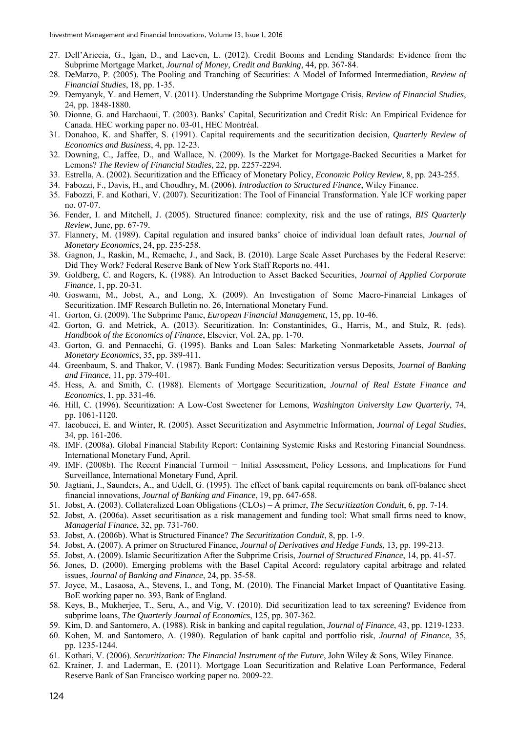27. Dell'Ariccia, G., Igan, D., and Laeven, L. (2012). Credit Booms and Lending Standards: Evidence from the Subprime Mortgage Market, *Journal of Money, Credit and Banking*, 44, pp. 367-84.
28. DeMarzo, P. (2005). The Pooling and Tranching of Securities: A Model of Informed Intermediation, *Review of Financial Studies*, 18, pp. 1-35.
29. Demyanyk, Y. and Hemert, V. (2011). Understanding the Subprime Mortgage Crisis, *Review of Financial Studies*, 24, pp. 1848-1880.
30. Dionne, G. and Harchaoui, T. (2003). Banks' Capital, Securitization and Credit Risk: An Empirical Evidence for Canada. HEC working paper no. 03-01, HEC Montréal.
31. Donahoo, K. and Shaffer, S. (1991). Capital requirements and the securitization decision, *Quarterly Review of Economics and Business*, 4, pp. 12-23.
32. Downing, C., Jaffee, D., and Wallace, N. (2009). Is the Market for Mortgage-Backed Securities a Market for Lemons? *The Review of Financial Studies*, 22, pp. 2257-2294.
33. Estrella, A. (2002). Securitization and the Efficacy of Monetary Policy, *Economic Policy Review*, 8, pp. 243-255.
34. Fabozzi, F., Davis, H., and Choudhry, M. (2006). *Introduction to Structured Finance*, Wiley Finance.
35. Fabozzi, F. and Kothari, V. (2007). Securitization: The Tool of Financial Transformation. Yale ICF working paper no. 07-07.
36. Fender, I. and Mitchell, J. (2005). Structured finance: complexity, risk and the use of ratings, *BIS Quarterly Review*, June, pp. 67-79.
37. Flannery, M. (1989). Capital regulation and insured banks' choice of individual loan default rates, *Journal of Monetary Economics*, 24, pp. 235-258.
38. Gagnon, J., Raskin, M., Remache, J., and Sack, B. (2010). Large Scale Asset Purchases by the Federal Reserve: Did They Work? Federal Reserve Bank of New York Staff Reports no. 441.
39. Goldberg, C. and Rogers, K. (1988). An Introduction to Asset Backed Securities, *Journal of Applied Corporate Finance*, 1, pp. 20-31.
40. Goswami, M., Jobst, A., and Long, X. (2009). An Investigation of Some Macro-Financial Linkages of Securitization. IMF Research Bulletin no. 26, International Monetary Fund.
41. Gorton, G. (2009). The Subprime Panic, *European Financial Management*, 15, pp. 10-46.
42. Gorton, G. and Metrick, A. (2013). Securitization. In: Constantinides, G., Harris, M., and Stulz, R. (eds). *Handbook of the Economics of Finance*, Elsevier, Vol. 2A, pp. 1-70.
43. Gorton, G. and Pennacchi, G. (1995). Banks and Loan Sales: Marketing Nonmarketable Assets, *Journal of Monetary Economics*, 35, pp. 389-411.
44. Greenbaum, S. and Thakor, V. (1987). Bank Funding Modes: Securitization versus Deposits, *Journal of Banking and Finance*, 11, pp. 379-401.
45. Hess, A. and Smith, C. (1988). Elements of Mortgage Securitization, *Journal of Real Estate Finance and Economics*, 1, pp. 331-46.
46. Hill, C. (1996). Securitization: A Low-Cost Sweetener for Lemons, *Washington University Law Quarterly*, 74, pp. 1061-1120.
47. Iacobucci, E. and Winter, R. (2005). Asset Securitization and Asymmetric Information, *Journal of Legal Studies*, 34, pp. 161-206.
48. IMF. (2008a). Global Financial Stability Report: Containing Systemic Risks and Restoring Financial Soundness. International Monetary Fund, April.
49. IMF. (2008b). The Recent Financial Turmoil − Initial Assessment, Policy Lessons, and Implications for Fund Surveillance, International Monetary Fund, April.
50. Jagtiani, J., Saunders, A., and Udell, G. (1995). The effect of bank capital requirements on bank off-balance sheet financial innovations, *Journal of Banking and Finance*, 19, pp. 647-658.
51. Jobst, A. (2003). Collateralized Loan Obligations (CLOs) – A primer, *The Securitization Conduit*, 6, pp. 7-14.
52. Jobst, A. (2006a). Asset securitisation as a risk management and funding tool: What small firms need to know, *Managerial Finance*, 32, pp. 731-760.
53. Jobst, A. (2006b). What is Structured Finance? *The Securitization Conduit*, 8, pp. 1-9.
54. Jobst, A. (2007). A primer on Structured Finance, *Journal of Derivatives and Hedge Funds*, 13, pp. 199-213.
55. Jobst, A. (2009). Islamic Securitization After the Subprime Crisis, *Journal of Structured Finance*, 14, pp. 41-57.
56. Jones, D. (2000). Emerging problems with the Basel Capital Accord: regulatory capital arbitrage and related issues, *Journal of Banking and Finance*, 24, pp. 35-58.
57. Joyce, M., Lasaosa, A., Stevens, I., and Tong, M. (2010). The Financial Market Impact of Quantitative Easing. BoE working paper no. 393, Bank of England.
58. Keys, B., Mukherjee, T., Seru, A., and Vig, V. (2010). Did securitization lead to tax screening? Evidence from subprime loans, *The Quarterly Journal of Economics*, 125, pp. 307-362.
59. Kim, D. and Santomero, A. (1988). Risk in banking and capital regulation, *Journal of Finance*, 43, pp. 1219-1233.
60. Kohen, M. and Santomero, A. (1980). Regulation of bank capital and portfolio risk, *Journal of Finance*, 35, pp. 1235-1244.
61. Kothari, V. (2006). *Securitization: The Financial Instrument of the Future*, John Wiley & Sons, Wiley Finance.
62. Krainer, J. and Laderman, E. (2011). Mortgage Loan Securitization and Relative Loan Performance, Federal Reserve Bank of San Francisco working paper no. 2009-22.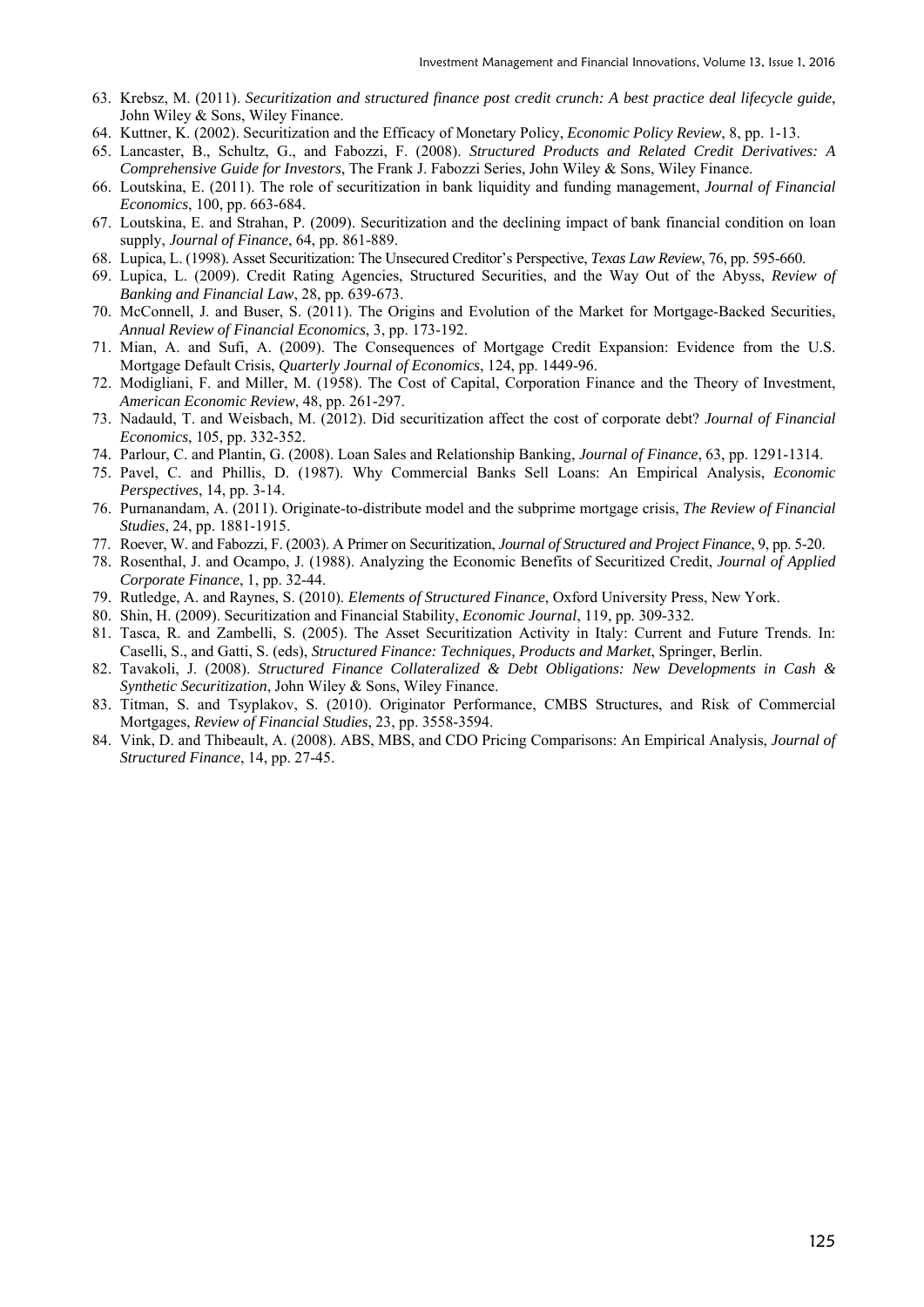63. Krebsz, M. (2011). *Securitization and structured finance post credit crunch: A best practice deal lifecycle guide*, John Wiley & Sons, Wiley Finance.
64. Kuttner, K. (2002). Securitization and the Efficacy of Monetary Policy, *Economic Policy Review*, 8, pp. 1-13.
65. Lancaster, B., Schultz, G., and Fabozzi, F. (2008). *Structured Products and Related Credit Derivatives: A Comprehensive Guide for Investors*, The Frank J. Fabozzi Series, John Wiley & Sons, Wiley Finance.
66. Loutskina, E. (2011). The role of securitization in bank liquidity and funding management, *Journal of Financial Economics*, 100, pp. 663-684.
67. Loutskina, E. and Strahan, P. (2009). Securitization and the declining impact of bank financial condition on loan supply, *Journal of Finance*, 64, pp. 861-889.
68. Lupica, L. (1998). Asset Securitization: The Unsecured Creditor's Perspective, *Texas Law Review*, 76, pp. 595-660.
69. Lupica, L. (2009). Credit Rating Agencies, Structured Securities, and the Way Out of the Abyss, *Review of Banking and Financial Law*, 28, pp. 639-673.
70. McConnell, J. and Buser, S. (2011). The Origins and Evolution of the Market for Mortgage-Backed Securities, *Annual Review of Financial Economics*, 3, pp. 173-192.
71. Mian, A. and Sufi, A. (2009). The Consequences of Mortgage Credit Expansion: Evidence from the U.S. Mortgage Default Crisis, *Quarterly Journal of Economics*, 124, pp. 1449-96.
72. Modigliani, F. and Miller, M. (1958). The Cost of Capital, Corporation Finance and the Theory of Investment, *American Economic Review*, 48, pp. 261-297.
73. Nadauld, T. and Weisbach, M. (2012). Did securitization affect the cost of corporate debt? *Journal of Financial Economics*, 105, pp. 332-352.
74. Parlour, C. and Plantin, G. (2008). Loan Sales and Relationship Banking, *Journal of Finance*, 63, pp. 1291-1314.
75. Pavel, C. and Phillis, D. (1987). Why Commercial Banks Sell Loans: An Empirical Analysis, *Economic Perspectives*, 14, pp. 3-14.
76. Purnanandam, A. (2011). Originate-to-distribute model and the subprime mortgage crisis, *The Review of Financial Studies*, 24, pp. 1881-1915.
77. Roever, W. and Fabozzi, F. (2003). A Primer on Securitization, *Journal of Structured and Project Finance*, 9, pp. 5-20.
78. Rosenthal, J. and Ocampo, J. (1988). Analyzing the Economic Benefits of Securitized Credit, *Journal of Applied Corporate Finance*, 1, pp. 32-44.
79. Rutledge, A. and Raynes, S. (2010). *Elements of Structured Finance*, Oxford University Press, New York.
80. Shin, H. (2009). Securitization and Financial Stability, *Economic Journal*, 119, pp. 309-332.
81. Tasca, R. and Zambelli, S. (2005). The Asset Securitization Activity in Italy: Current and Future Trends. In: Caselli, S., and Gatti, S. (eds), *Structured Finance: Techniques, Products and Market*, Springer, Berlin.
82. Tavakoli, J. (2008). *Structured Finance Collateralized & Debt Obligations: New Developments in Cash & Synthetic Securitization*, John Wiley & Sons, Wiley Finance.
83. Titman, S. and Tsyplakov, S. (2010). Originator Performance, CMBS Structures, and Risk of Commercial Mortgages, *Review of Financial Studies*, 23, pp. 3558-3594.
84. Vink, D. and Thibeault, A. (2008). ABS, MBS, and CDO Pricing Comparisons: An Empirical Analysis, *Journal of Structured Finance*, 14, pp. 27-45.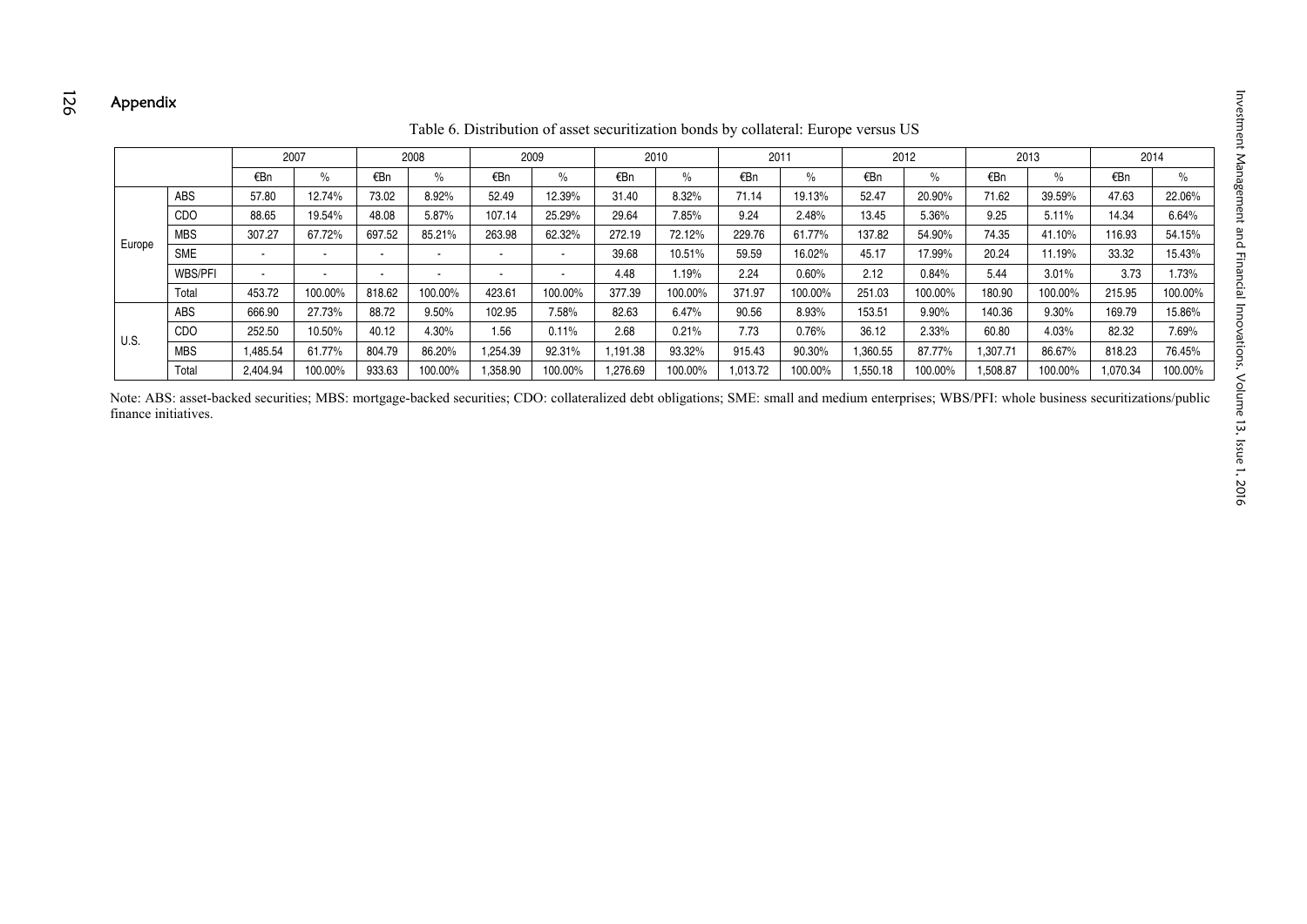## Appendix

Table 6. Distribution of asset securitization bonds by collateral: Europe versus US

| | | 2007 | | 2008 | | 2009 | | 2010 | | 2011 | | 2012 | | 2013 | | 2014 | |
|---|---|---|---|---|---|---|---|---|---|---|---|---|---|---|---|---|---|
| | | €Bn | % | €Bn | % | €Bn | % | €Bn | % | €Bn | % | €Bn | % | €Bn | % | €Bn | % |
| Europe | ABS | 57.80 | 12.74% | 73.02 | 8.92% | 52.49 | 12.39% | 31.40 | 8.32% | 71.14 | 19.13% | 52.47 | 20.90% | 71.62 | 39.59% | 47.63 | 22.06% |
| | CDO | 88.65 | 19.54% | 48.08 | 5.87% | 107.14 | 25.29% | 29.64 | 7.85% | 9.24 | 2.48% | 13.45 | 5.36% | 9.25 | 5.11% | 14.34 | 6.64% |
| | MBS | 307.27 | 67.72% | 697.52 | 85.21% | 263.98 | 62.32% | 272.19 | 72.12% | 229.76 | 61.77% | 137.82 | 54.90% | 74.35 | 41.10% | 116.93 | 54.15% |
| | SME | - | - | - | - | - | - | 39.68 | 10.51% | 59.59 | 16.02% | 45.17 | 17.99% | 20.24 | 11.19% | 33.32 | 15.43% |
| | WBS/PFI | - | - | - | - | - | - | 4.48 | 1.19% | 2.24 | 0.60% | 2.12 | 0.84% | 5.44 | 3.01% | 3.73 | 1.73% |
| | Total | 453.72 | 100.00% | 818.62 | 100.00% | 423.61 | 100.00% | 377.39 | 100.00% | 371.97 | 100.00% | 251.03 | 100.00% | 180.90 | 100.00% | 215.95 | 100.00% |
| U.S. | ABS | 666.90 | 27.73% | 88.72 | 9.50% | 102.95 | 7.58% | 82.63 | 6.47% | 90.56 | 8.93% | 153.51 | 9.90% | 140.36 | 9.30% | 169.79 | 15.86% |
| | CDO | 252.50 | 10.50% | 40.12 | 4.30% | 1.56 | 0.11% | 2.68 | 0.21% | 7.73 | 0.76% | 36.12 | 2.33% | 60.80 | 4.03% | 82.32 | 7.69% |
| | MBS | 1,485.54 | 61.77% | 804.79 | 86.20% | 1,254.39 | 92.31% | 1,191.38 | 93.32% | 915.43 | 90.30% | 1,360.55 | 87.77% | 1,307.71 | 86.67% | 818.23 | 76.45% |
| | Total | 2,404.94 | 100.00% | 933.63 | 100.00% | 1,358.90 | 100.00% | 1,276.69 | 100.00% | 1,013.72 | 100.00% | 1,550.18 | 100.00% | 1,508.87 | 100.00% | 1,070.34 | 100.00% |

Note: ABS: asset-backed securities; MBS: mortgage-backed securities; CDO: collateralized debt obligations; SME: small and medium enterprises; WBS/PFI: whole business securitizations/public finance initiatives.